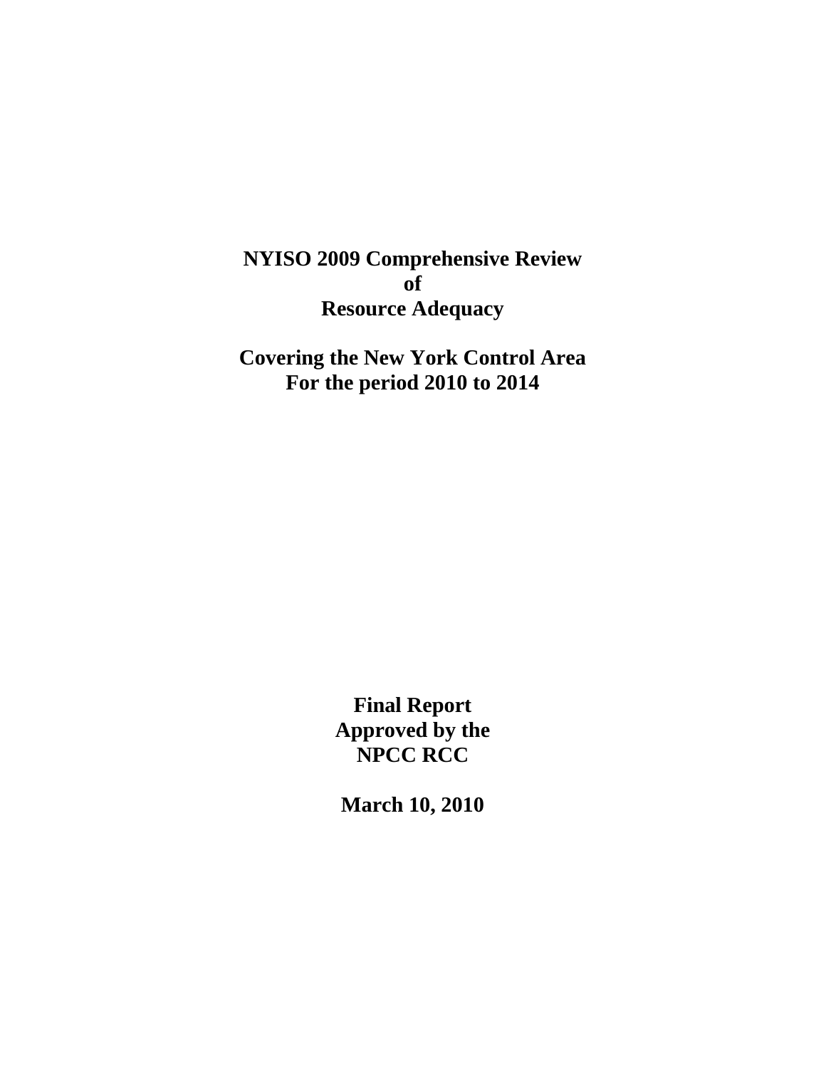# NYISO 2009 Comprehensive Review of Resource Adequacy

## Covering the New York Control Area For the period 2010 to 2014

**Final Report Approved by the NPCC RCC**

**March 10, 2010**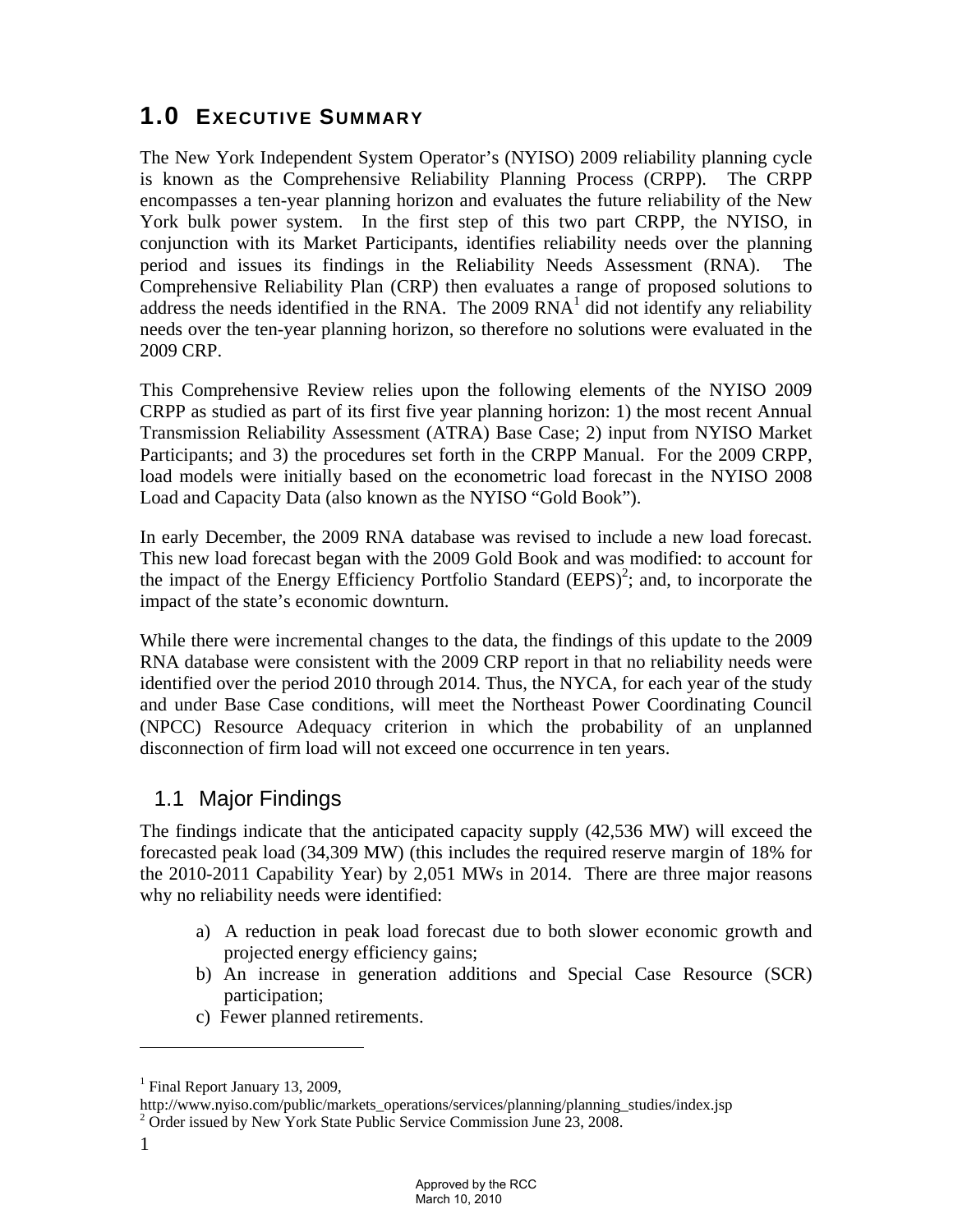# 1.0 Executive Summary

The New York Independent System Operator's (NYISO) 2009 reliability planning cycle is known as the Comprehensive Reliability Planning Process (CRPP). The CRPP encompasses a ten-year planning horizon and evaluates the future reliability of the New York bulk power system. In the first step of this two part CRPP, the NYISO, in conjunction with its Market Participants, identifies reliability needs over the planning period and issues its findings in the Reliability Needs Assessment (RNA). The Comprehensive Reliability Plan (CRP) then evaluates a range of proposed solutions to address the needs identified in the RNA. The 2009 RNA[1] did not identify any reliability needs over the ten-year planning horizon, so therefore no solutions were evaluated in the 2009 CRP.

This Comprehensive Review relies upon the following elements of the NYISO 2009 CRPP as studied as part of its first five year planning horizon: 1) the most recent Annual Transmission Reliability Assessment (ATRA) Base Case; 2) input from NYISO Market Participants; and 3) the procedures set forth in the CRPP Manual. For the 2009 CRPP, load models were initially based on the econometric load forecast in the NYISO 2008 Load and Capacity Data (also known as the NYISO "Gold Book").

In early December, the 2009 RNA database was revised to include a new load forecast. This new load forecast began with the 2009 Gold Book and was modified: to account for the impact of the Energy Efficiency Portfolio Standard (EEPS)[2]; and, to incorporate the impact of the state's economic downturn.

While there were incremental changes to the data, the findings of this update to the 2009 RNA database were consistent with the 2009 CRP report in that no reliability needs were identified over the period 2010 through 2014. Thus, the NYCA, for each year of the study and under Base Case conditions, will meet the Northeast Power Coordinating Council (NPCC) Resource Adequacy criterion in which the probability of an unplanned disconnection of firm load will not exceed one occurrence in ten years.

## 1.1 Major Findings

The findings indicate that the anticipated capacity supply (42,536 MW) will exceed the forecasted peak load (34,309 MW) (this includes the required reserve margin of 18% for the 2010-2011 Capability Year) by 2,051 MWs in 2014. There are three major reasons why no reliability needs were identified:

a) A reduction in peak load forecast due to both slower economic growth and projected energy efficiency gains;
b) An increase in generation additions and Special Case Resource (SCR) participation;
c) Fewer planned retirements.

---

[1] Final Report January 13, 2009, http://www.nyiso.com/public/markets_operations/services/planning/planning_studies/index.jsp

[2] Order issued by New York State Public Service Commission June 23, 2008.

Approved by the RCC
March 10, 2010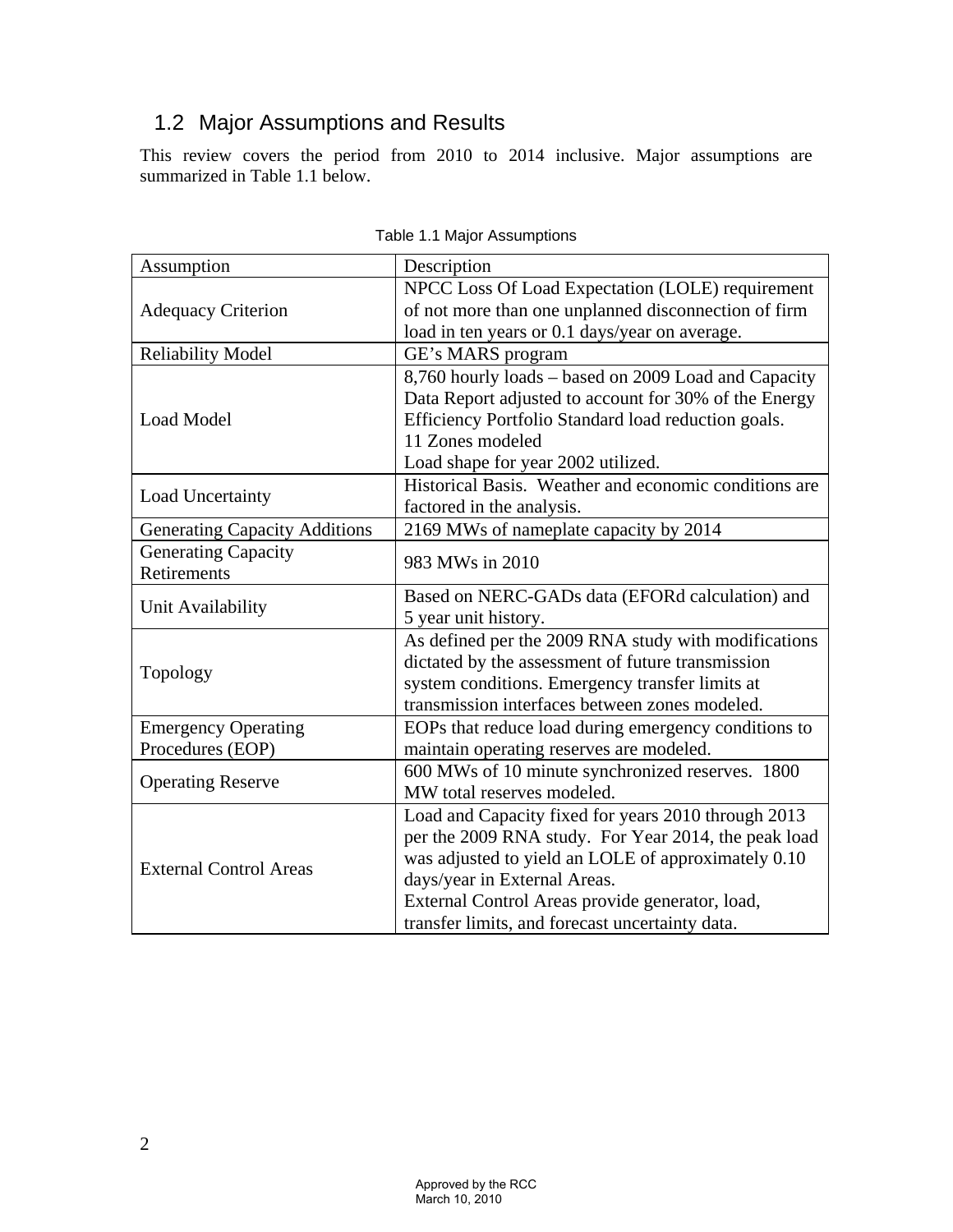## 1.2 Major Assumptions and Results

This review covers the period from 2010 to 2014 inclusive. Major assumptions are summarized in Table 1.1 below.

Table 1.1 Major Assumptions

| Assumption | Description |
|---|---|
| Adequacy Criterion | NPCC Loss Of Load Expectation (LOLE) requirement of not more than one unplanned disconnection of firm load in ten years or 0.1 days/year on average. |
| Reliability Model | GE's MARS program |
| Load Model | 8,760 hourly loads – based on 2009 Load and Capacity Data Report adjusted to account for 30% of the Energy Efficiency Portfolio Standard load reduction goals.<br>11 Zones modeled<br>Load shape for year 2002 utilized. |
| Load Uncertainty | Historical Basis. Weather and economic conditions are factored in the analysis. |
| Generating Capacity Additions | 2169 MWs of nameplate capacity by 2014 |
| Generating Capacity Retirements | 983 MWs in 2010 |
| Unit Availability | Based on NERC-GADs data (EFORd calculation) and 5 year unit history. |
| Topology | As defined per the 2009 RNA study with modifications dictated by the assessment of future transmission system conditions. Emergency transfer limits at transmission interfaces between zones modeled. |
| Emergency Operating Procedures (EOP) | EOPs that reduce load during emergency conditions to maintain operating reserves are modeled. |
| Operating Reserve | 600 MWs of 10 minute synchronized reserves. 1800 MW total reserves modeled. |
| External Control Areas | Load and Capacity fixed for years 2010 through 2013 per the 2009 RNA study. For Year 2014, the peak load was adjusted to yield an LOLE of approximately 0.10 days/year in External Areas.<br>External Control Areas provide generator, load, transfer limits, and forecast uncertainty data. |

Approved by the RCC
March 10, 2010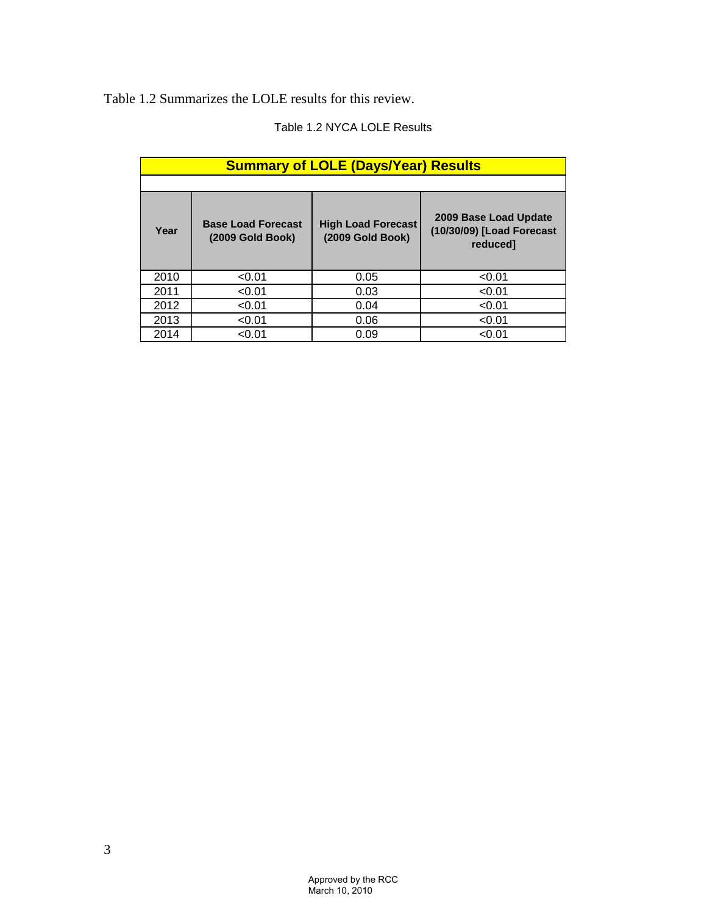Table 1.2 Summarizes the LOLE results for this review.

Table 1.2 NYCA LOLE Results

| Summary of LOLE (Days/Year) Results | | | |
|---|---|---|---|
| **Year** | **Base Load Forecast (2009 Gold Book)** | **High Load Forecast (2009 Gold Book)** | **2009 Base Load Update (10/30/09) [Load Forecast reduced]** |
| 2010 | <0.01 | 0.05 | <0.01 |
| 2011 | <0.01 | 0.03 | <0.01 |
| 2012 | <0.01 | 0.04 | <0.01 |
| 2013 | <0.01 | 0.06 | <0.01 |
| 2014 | <0.01 | 0.09 | <0.01 |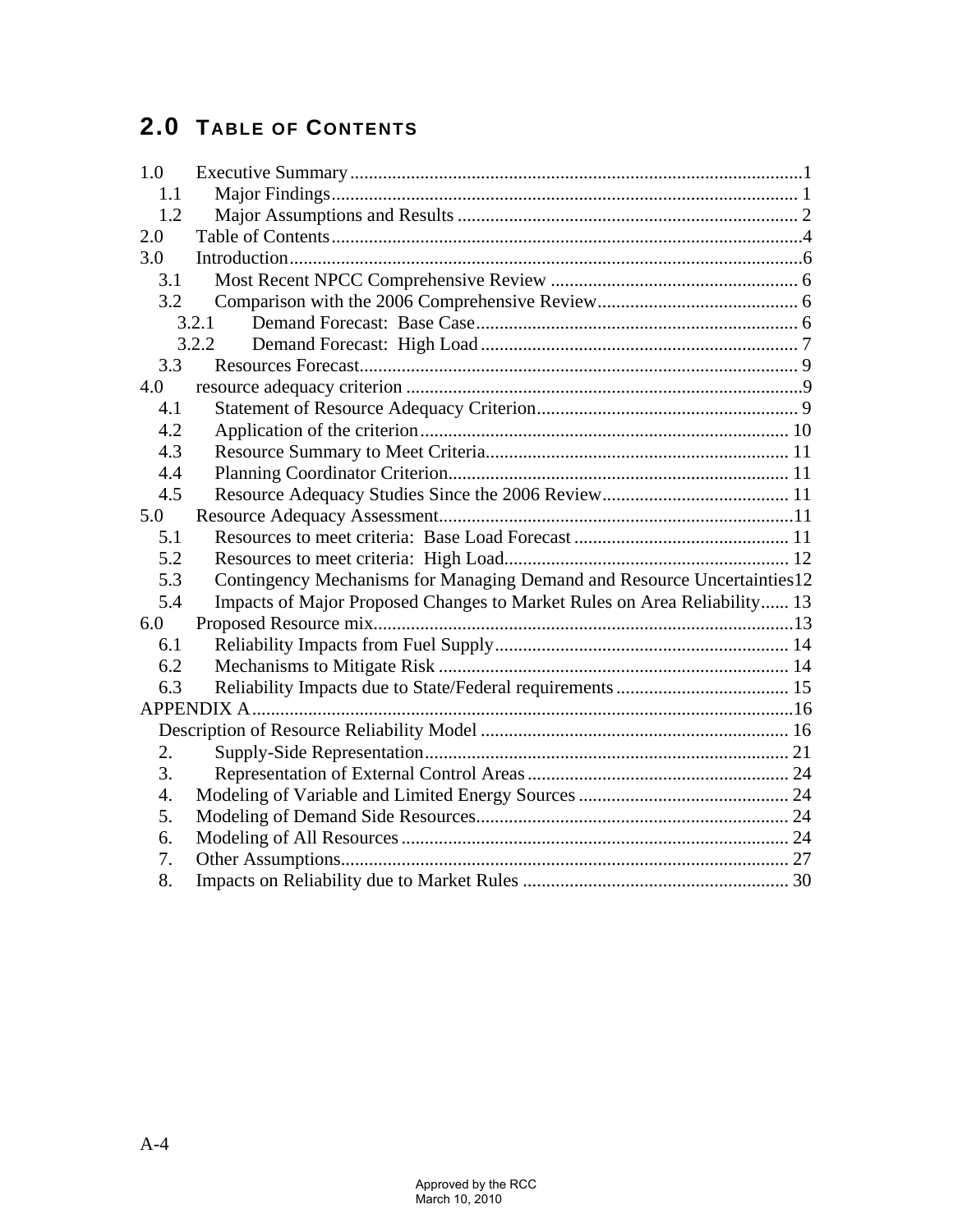## 2.0 Table of Contents

1.0 Executive Summary ........ 1
  1.1 Major Findings ........ 1
  1.2 Major Assumptions and Results ........ 2
2.0 Table of Contents ........ 4
3.0 Introduction ........ 6
  3.1 Most Recent NPCC Comprehensive Review ........ 6
  3.2 Comparison with the 2006 Comprehensive Review ........ 6
    3.2.1 Demand Forecast: Base Case ........ 6
    3.2.2 Demand Forecast: High Load ........ 7
  3.3 Resources Forecast ........ 9
4.0 resource adequacy criterion ........ 9
  4.1 Statement of Resource Adequacy Criterion ........ 9
  4.2 Application of the criterion ........ 10
  4.3 Resource Summary to Meet Criteria ........ 11
  4.4 Planning Coordinator Criterion ........ 11
  4.5 Resource Adequacy Studies Since the 2006 Review ........ 11
5.0 Resource Adequacy Assessment ........ 11
  5.1 Resources to meet criteria: Base Load Forecast ........ 11
  5.2 Resources to meet criteria: High Load ........ 12
  5.3 Contingency Mechanisms for Managing Demand and Resource Uncertainties ........ 12
  5.4 Impacts of Major Proposed Changes to Market Rules on Area Reliability ........ 13
6.0 Proposed Resource mix ........ 13
  6.1 Reliability Impacts from Fuel Supply ........ 14
  6.2 Mechanisms to Mitigate Risk ........ 14
  6.3 Reliability Impacts due to State/Federal requirements ........ 15
APPENDIX A ........ 16
  Description of Resource Reliability Model ........ 16
  2. Supply-Side Representation ........ 21
  3. Representation of External Control Areas ........ 24
  4. Modeling of Variable and Limited Energy Sources ........ 24
  5. Modeling of Demand Side Resources ........ 24
  6. Modeling of All Resources ........ 24
  7. Other Assumptions ........ 27
  8. Impacts on Reliability due to Market Rules ........ 30

A-4

Approved by the RCC
March 10, 2010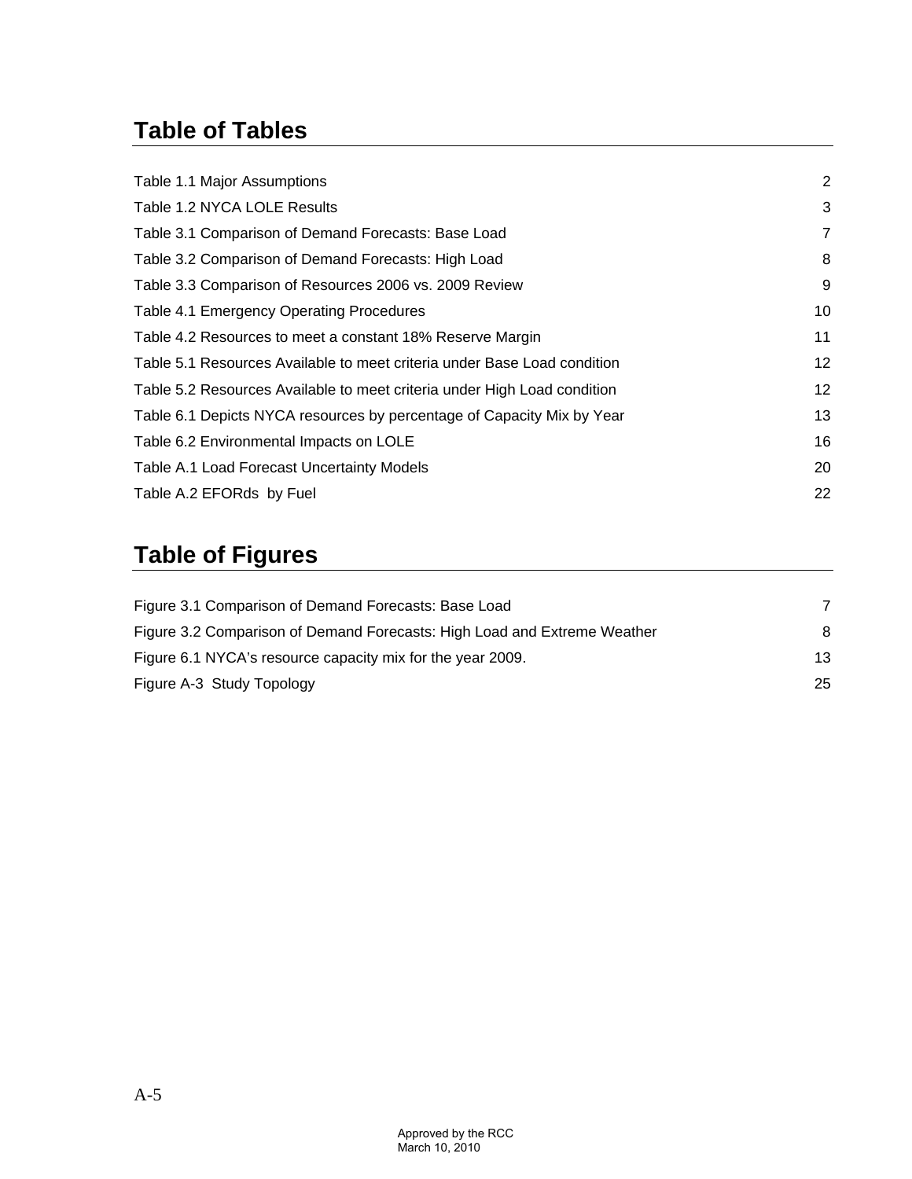# Table of Tables

| | |
|---|---|
| Table 1.1 Major Assumptions | 2 |
| Table 1.2 NYCA LOLE Results | 3 |
| Table 3.1 Comparison of Demand Forecasts: Base Load | 7 |
| Table 3.2 Comparison of Demand Forecasts: High Load | 8 |
| Table 3.3 Comparison of Resources 2006 vs. 2009 Review | 9 |
| Table 4.1 Emergency Operating Procedures | 10 |
| Table 4.2 Resources to meet a constant 18% Reserve Margin | 11 |
| Table 5.1 Resources Available to meet criteria under Base Load condition | 12 |
| Table 5.2 Resources Available to meet criteria under High Load condition | 12 |
| Table 6.1 Depicts NYCA resources by percentage of Capacity Mix by Year | 13 |
| Table 6.2 Environmental Impacts on LOLE | 16 |
| Table A.1 Load Forecast Uncertainty Models | 20 |
| Table A.2 EFORds by Fuel | 22 |

# Table of Figures

| | |
|---|---|
| Figure 3.1 Comparison of Demand Forecasts: Base Load | 7 |
| Figure 3.2 Comparison of Demand Forecasts: High Load and Extreme Weather | 8 |
| Figure 6.1 NYCA's resource capacity mix for the year 2009. | 13 |
| Figure A-3 Study Topology | 25 |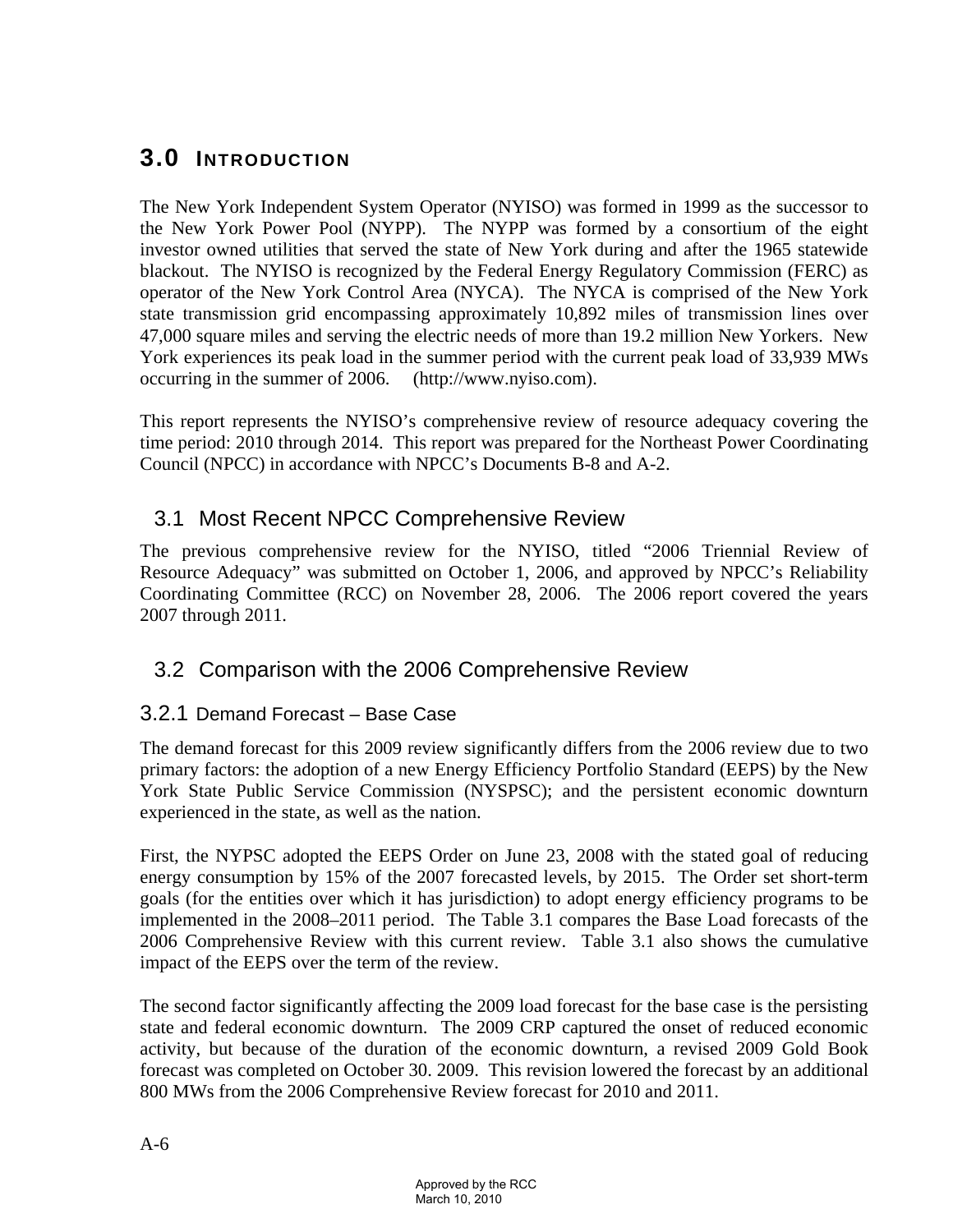# 3.0 INTRODUCTION

The New York Independent System Operator (NYISO) was formed in 1999 as the successor to the New York Power Pool (NYPP). The NYPP was formed by a consortium of the eight investor owned utilities that served the state of New York during and after the 1965 statewide blackout. The NYISO is recognized by the Federal Energy Regulatory Commission (FERC) as operator of the New York Control Area (NYCA). The NYCA is comprised of the New York state transmission grid encompassing approximately 10,892 miles of transmission lines over 47,000 square miles and serving the electric needs of more than 19.2 million New Yorkers. New York experiences its peak load in the summer period with the current peak load of 33,939 MWs occurring in the summer of 2006. (http://www.nyiso.com).

This report represents the NYISO's comprehensive review of resource adequacy covering the time period: 2010 through 2014. This report was prepared for the Northeast Power Coordinating Council (NPCC) in accordance with NPCC's Documents B-8 and A-2.

## 3.1 Most Recent NPCC Comprehensive Review

The previous comprehensive review for the NYISO, titled "2006 Triennial Review of Resource Adequacy" was submitted on October 1, 2006, and approved by NPCC's Reliability Coordinating Committee (RCC) on November 28, 2006. The 2006 report covered the years 2007 through 2011.

## 3.2 Comparison with the 2006 Comprehensive Review

### 3.2.1 Demand Forecast – Base Case

The demand forecast for this 2009 review significantly differs from the 2006 review due to two primary factors: the adoption of a new Energy Efficiency Portfolio Standard (EEPS) by the New York State Public Service Commission (NYSPSC); and the persistent economic downturn experienced in the state, as well as the nation.

First, the NYPSC adopted the EEPS Order on June 23, 2008 with the stated goal of reducing energy consumption by 15% of the 2007 forecasted levels, by 2015. The Order set short-term goals (for the entities over which it has jurisdiction) to adopt energy efficiency programs to be implemented in the 2008–2011 period. The Table 3.1 compares the Base Load forecasts of the 2006 Comprehensive Review with this current review. Table 3.1 also shows the cumulative impact of the EEPS over the term of the review.

The second factor significantly affecting the 2009 load forecast for the base case is the persisting state and federal economic downturn. The 2009 CRP captured the onset of reduced economic activity, but because of the duration of the economic downturn, a revised 2009 Gold Book forecast was completed on October 30. 2009. This revision lowered the forecast by an additional 800 MWs from the 2006 Comprehensive Review forecast for 2010 and 2011.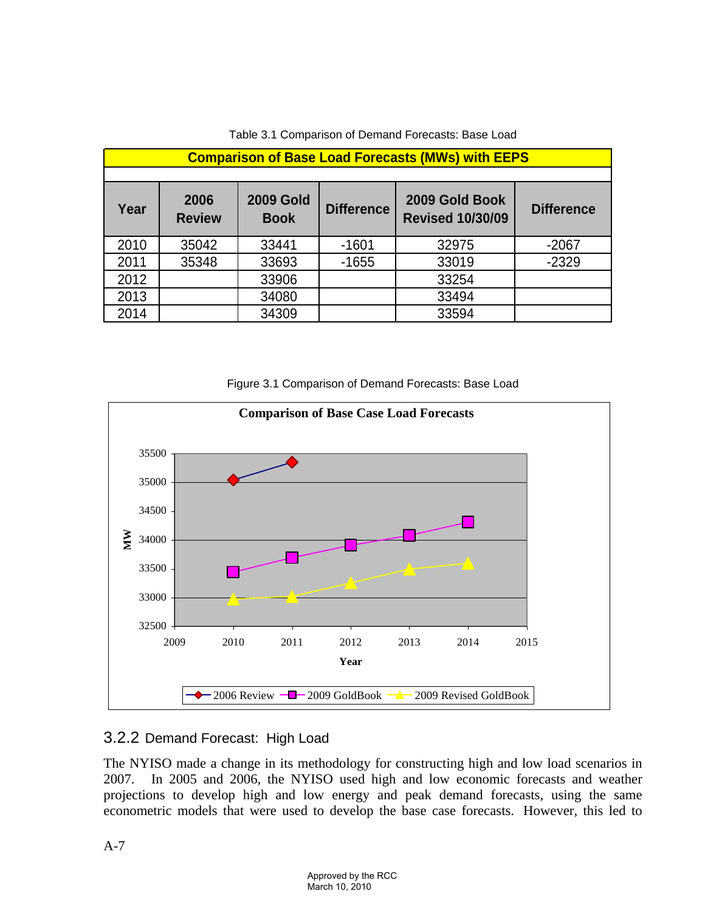Table 3.1 Comparison of Demand Forecasts: Base Load

| Comparison of Base Load Forecasts (MWs) with EEPS | | | | | |
|---|---|---|---|---|---|
| Year | 2006 Review | 2009 Gold Book | Difference | 2009 Gold Book Revised 10/30/09 | Difference |
| 2010 | 35042 | 33441 | -1601 | 32975 | -2067 |
| 2011 | 35348 | 33693 | -1655 | 33019 | -2329 |
| 2012 | | 33906 | | 33254 | |
| 2013 | | 34080 | | 33494 | |
| 2014 | | 34309 | | 33594 | |

Figure 3.1 Comparison of Demand Forecasts: Base Load

### 3.2.2 Demand Forecast: High Load

The NYISO made a change in its methodology for constructing high and low load scenarios in 2007. In 2005 and 2006, the NYISO used high and low economic forecasts and weather projections to develop high and low energy and peak demand forecasts, using the same econometric models that were used to develop the base case forecasts. However, this led to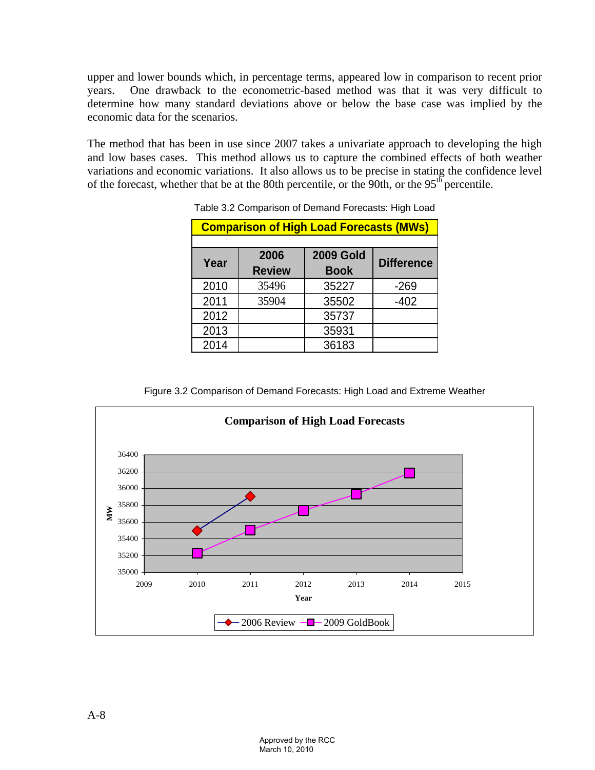upper and lower bounds which, in percentage terms, appeared low in comparison to recent prior years. One drawback to the econometric-based method was that it was very difficult to determine how many standard deviations above or below the base case was implied by the economic data for the scenarios.

The method that has been in use since 2007 takes a univariate approach to developing the high and low bases cases. This method allows us to capture the combined effects of both weather variations and economic variations. It also allows us to be precise in stating the confidence level of the forecast, whether that be at the 80th percentile, or the 90th, or the 95th percentile.

Table 3.2 Comparison of Demand Forecasts: High Load

| Comparison of High Load Forecasts (MWs) | | | |
|---|---|---|---|
| **Year** | **2006 Review** | **2009 Gold Book** | **Difference** |
| 2010 | 35496 | 35227 | -269 |
| 2011 | 35904 | 35502 | -402 |
| 2012 | | 35737 | |
| 2013 | | 35931 | |
| 2014 | | 36183 | |

Figure 3.2 Comparison of Demand Forecasts: High Load and Extreme Weather

**Comparison of High Load Forecasts**

| Year | 2006 Review (MW) | 2009 GoldBook (MW) |
|---|---|---|
| 2010 | 35496 | 35227 |
| 2011 | 35904 | 35502 |
| 2012 | | 35737 |
| 2013 | | 35931 |
| 2014 | | 36183 |

A-8

Approved by the RCC
March 10, 2010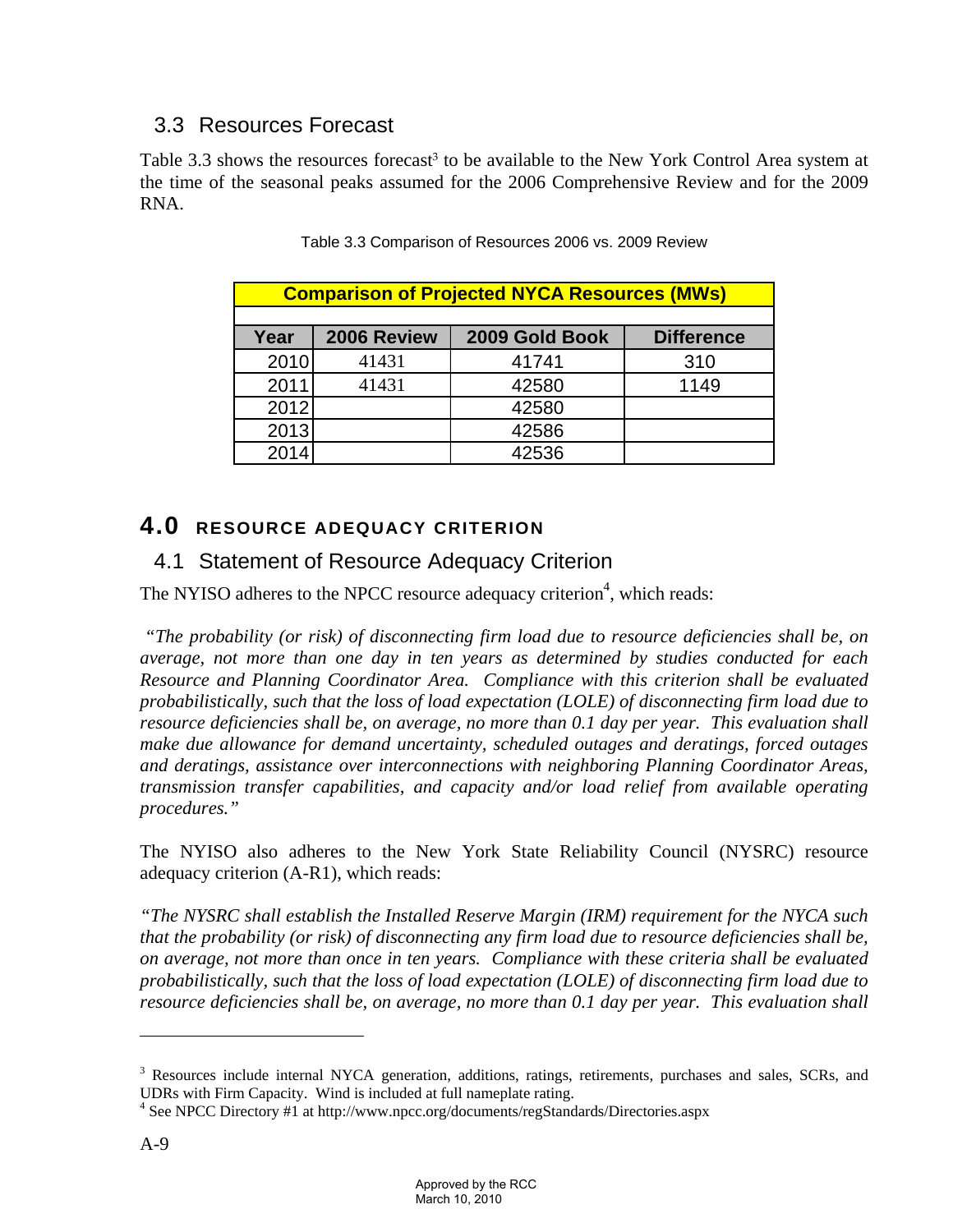## 3.3 Resources Forecast

Table 3.3 shows the resources forecast[3] to be available to the New York Control Area system at the time of the seasonal peaks assumed for the 2006 Comprehensive Review and for the 2009 RNA.

Table 3.3 Comparison of Resources 2006 vs. 2009 Review

| Comparison of Projected NYCA Resources (MWs) | | | |
|---|---|---|---|
| **Year** | **2006 Review** | **2009 Gold Book** | **Difference** |
| 2010 | 41431 | 41741 | 310 |
| 2011 | 41431 | 42580 | 1149 |
| 2012 | | 42580 | |
| 2013 | | 42586 | |
| 2014 | | 42536 | |

# 4.0 RESOURCE ADEQUACY CRITERION

## 4.1 Statement of Resource Adequacy Criterion

The NYISO adheres to the NPCC resource adequacy criterion[4], which reads:

*"The probability (or risk) of disconnecting firm load due to resource deficiencies shall be, on average, not more than one day in ten years as determined by studies conducted for each Resource and Planning Coordinator Area. Compliance with this criterion shall be evaluated probabilistically, such that the loss of load expectation (LOLE) of disconnecting firm load due to resource deficiencies shall be, on average, no more than 0.1 day per year. This evaluation shall make due allowance for demand uncertainty, scheduled outages and deratings, forced outages and deratings, assistance over interconnections with neighboring Planning Coordinator Areas, transmission transfer capabilities, and capacity and/or load relief from available operating procedures."*

The NYISO also adheres to the New York State Reliability Council (NYSRC) resource adequacy criterion (A-R1), which reads:

*"The NYSRC shall establish the Installed Reserve Margin (IRM) requirement for the NYCA such that the probability (or risk) of disconnecting any firm load due to resource deficiencies shall be, on average, not more than once in ten years. Compliance with these criteria shall be evaluated probabilistically, such that the loss of load expectation (LOLE) of disconnecting firm load due to resource deficiencies shall be, on average, no more than 0.1 day per year. This evaluation shall*

---

[3] Resources include internal NYCA generation, additions, ratings, retirements, purchases and sales, SCRs, and UDRs with Firm Capacity. Wind is included at full nameplate rating.

[4] See NPCC Directory #1 at http://www.npcc.org/documents/regStandards/Directories.aspx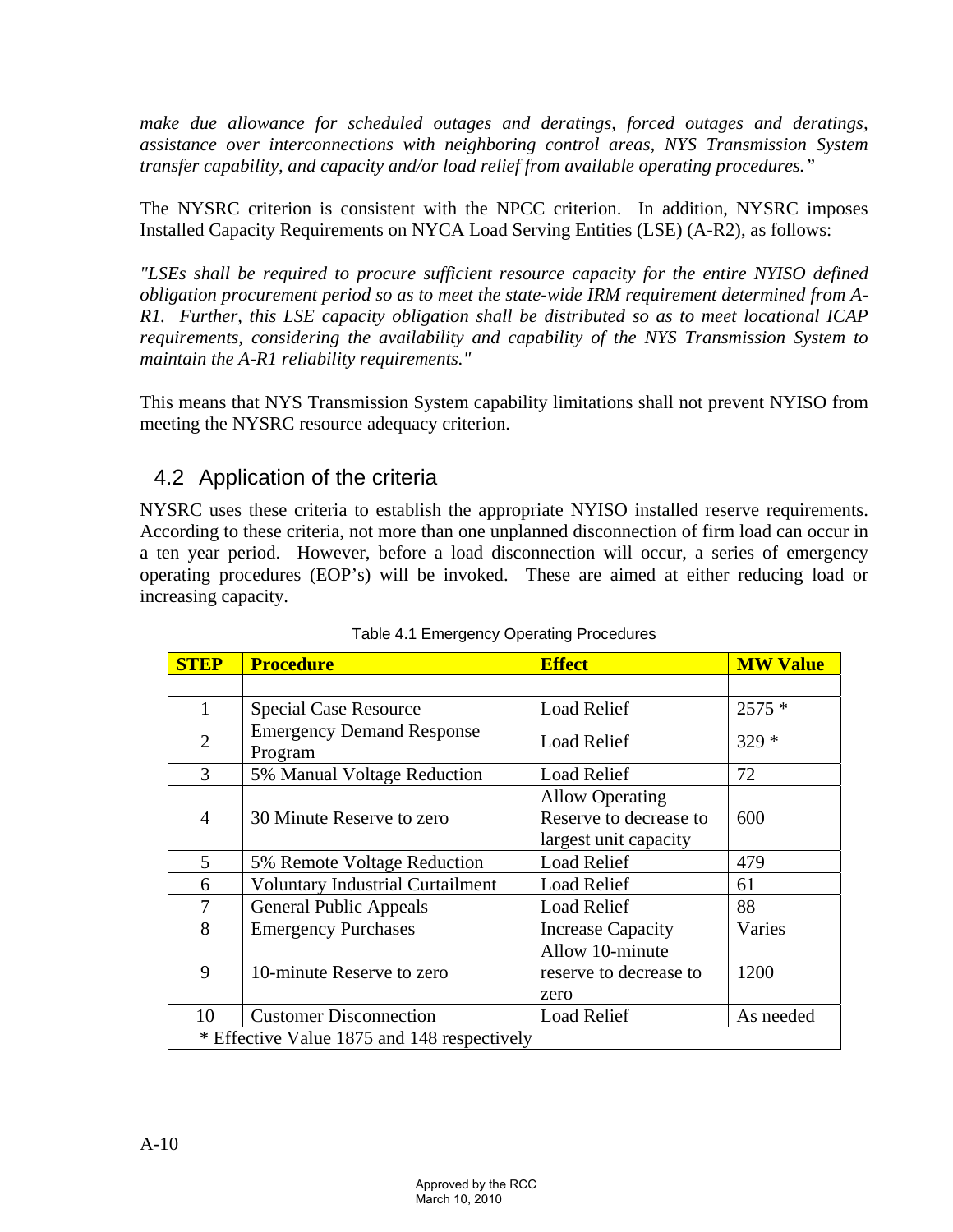*make due allowance for scheduled outages and deratings, forced outages and deratings, assistance over interconnections with neighboring control areas, NYS Transmission System transfer capability, and capacity and/or load relief from available operating procedures."*

The NYSRC criterion is consistent with the NPCC criterion. In addition, NYSRC imposes Installed Capacity Requirements on NYCA Load Serving Entities (LSE) (A-R2), as follows:

*"LSEs shall be required to procure sufficient resource capacity for the entire NYISO defined obligation procurement period so as to meet the state-wide IRM requirement determined from A-R1. Further, this LSE capacity obligation shall be distributed so as to meet locational ICAP requirements, considering the availability and capability of the NYS Transmission System to maintain the A-R1 reliability requirements."*

This means that NYS Transmission System capability limitations shall not prevent NYISO from meeting the NYSRC resource adequacy criterion.

## 4.2 Application of the criteria

NYSRC uses these criteria to establish the appropriate NYISO installed reserve requirements. According to these criteria, not more than one unplanned disconnection of firm load can occur in a ten year period. However, before a load disconnection will occur, a series of emergency operating procedures (EOP's) will be invoked. These are aimed at either reducing load or increasing capacity.

Table 4.1 Emergency Operating Procedures

| STEP | Procedure | Effect | MW Value |
|---|---|---|---|
| | | | |
| 1 | Special Case Resource | Load Relief | 2575 * |
| 2 | Emergency Demand Response Program | Load Relief | 329 * |
| 3 | 5% Manual Voltage Reduction | Load Relief | 72 |
| 4 | 30 Minute Reserve to zero | Allow Operating Reserve to decrease to largest unit capacity | 600 |
| 5 | 5% Remote Voltage Reduction | Load Relief | 479 |
| 6 | Voluntary Industrial Curtailment | Load Relief | 61 |
| 7 | General Public Appeals | Load Relief | 88 |
| 8 | Emergency Purchases | Increase Capacity | Varies |
| 9 | 10-minute Reserve to zero | Allow 10-minute reserve to decrease to zero | 1200 |
| 10 | Customer Disconnection | Load Relief | As needed |
| * Effective Value 1875 and 148 respectively | | | |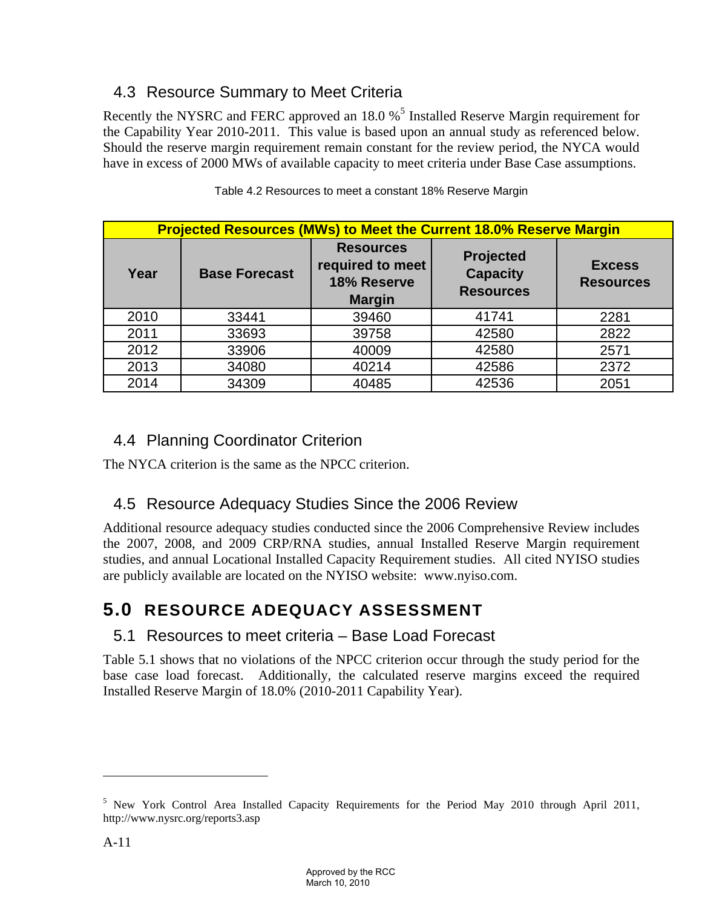## 4.3 Resource Summary to Meet Criteria

Recently the NYSRC and FERC approved an 18.0 %[5] Installed Reserve Margin requirement for the Capability Year 2010-2011. This value is based upon an annual study as referenced below. Should the reserve margin requirement remain constant for the review period, the NYCA would have in excess of 2000 MWs of available capacity to meet criteria under Base Case assumptions.

Table 4.2 Resources to meet a constant 18% Reserve Margin

| Projected Resources (MWs) to Meet the Current 18.0% Reserve Margin | | | | |
|---|---|---|---|---|
| **Year** | **Base Forecast** | **Resources required to meet 18% Reserve Margin** | **Projected Capacity Resources** | **Excess Resources** |
| 2010 | 33441 | 39460 | 41741 | 2281 |
| 2011 | 33693 | 39758 | 42580 | 2822 |
| 2012 | 33906 | 40009 | 42580 | 2571 |
| 2013 | 34080 | 40214 | 42586 | 2372 |
| 2014 | 34309 | 40485 | 42536 | 2051 |

## 4.4 Planning Coordinator Criterion

The NYCA criterion is the same as the NPCC criterion.

## 4.5 Resource Adequacy Studies Since the 2006 Review

Additional resource adequacy studies conducted since the 2006 Comprehensive Review includes the 2007, 2008, and 2009 CRP/RNA studies, annual Installed Reserve Margin requirement studies, and annual Locational Installed Capacity Requirement studies. All cited NYISO studies are publicly available are located on the NYISO website: www.nyiso.com.

# 5.0 RESOURCE ADEQUACY ASSESSMENT

## 5.1 Resources to meet criteria – Base Load Forecast

Table 5.1 shows that no violations of the NPCC criterion occur through the study period for the base case load forecast. Additionally, the calculated reserve margins exceed the required Installed Reserve Margin of 18.0% (2010-2011 Capability Year).

[5] New York Control Area Installed Capacity Requirements for the Period May 2010 through April 2011, http://www.nysrc.org/reports3.asp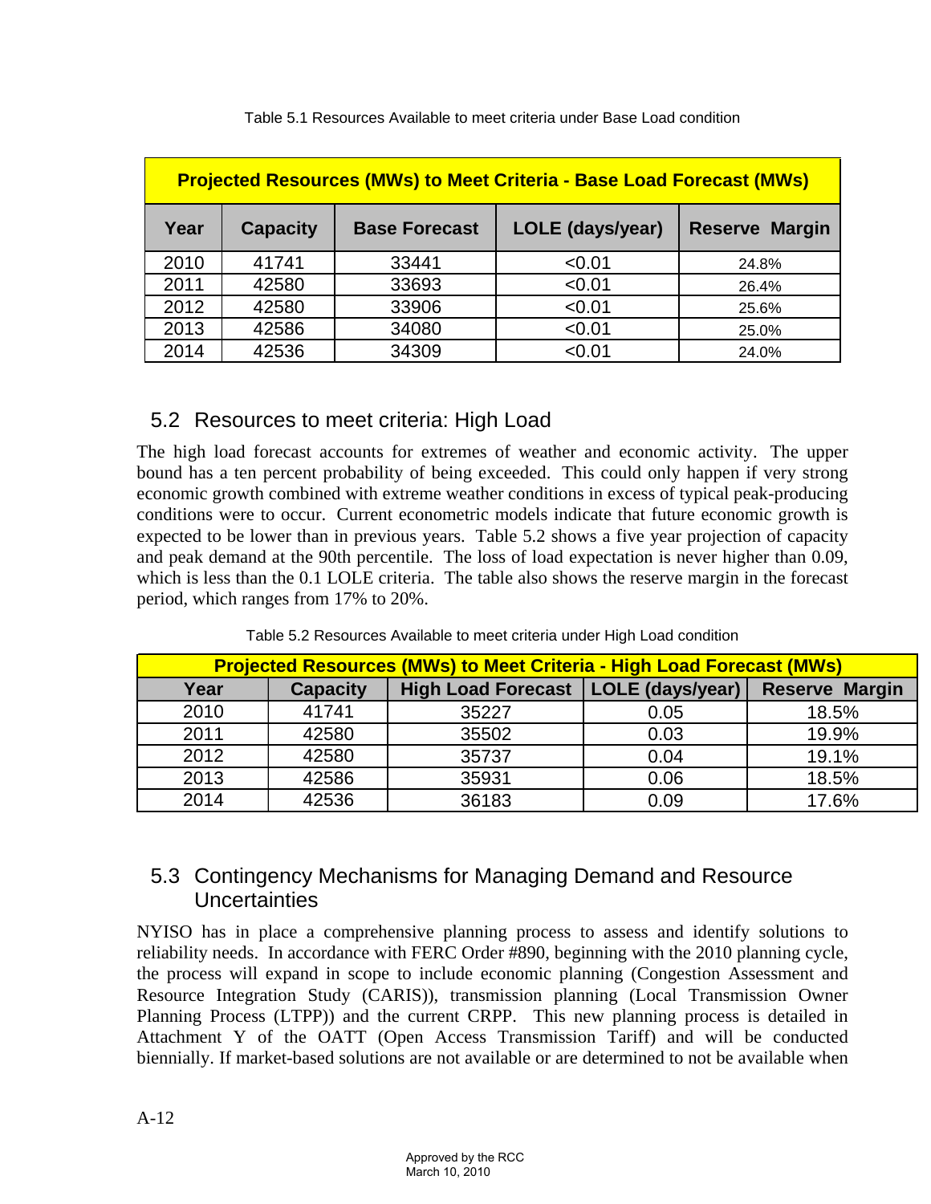Table 5.1 Resources Available to meet criteria under Base Load condition

| Projected Resources (MWs) to Meet Criteria - Base Load Forecast (MWs) | | | | |
|---|---|---|---|---|
| **Year** | **Capacity** | **Base Forecast** | **LOLE (days/year)** | **Reserve Margin** |
| 2010 | 41741 | 33441 | <0.01 | 24.8% |
| 2011 | 42580 | 33693 | <0.01 | 26.4% |
| 2012 | 42580 | 33906 | <0.01 | 25.6% |
| 2013 | 42586 | 34080 | <0.01 | 25.0% |
| 2014 | 42536 | 34309 | <0.01 | 24.0% |

## 5.2 Resources to meet criteria: High Load

The high load forecast accounts for extremes of weather and economic activity. The upper bound has a ten percent probability of being exceeded. This could only happen if very strong economic growth combined with extreme weather conditions in excess of typical peak-producing conditions were to occur. Current econometric models indicate that future economic growth is expected to be lower than in previous years. Table 5.2 shows a five year projection of capacity and peak demand at the 90th percentile. The loss of load expectation is never higher than 0.09, which is less than the 0.1 LOLE criteria. The table also shows the reserve margin in the forecast period, which ranges from 17% to 20%.

Table 5.2 Resources Available to meet criteria under High Load condition

| Projected Resources (MWs) to Meet Criteria - High Load Forecast (MWs) | | | | |
|---|---|---|---|---|
| **Year** | **Capacity** | **High Load Forecast** | **LOLE (days/year)** | **Reserve Margin** |
| 2010 | 41741 | 35227 | 0.05 | 18.5% |
| 2011 | 42580 | 35502 | 0.03 | 19.9% |
| 2012 | 42580 | 35737 | 0.04 | 19.1% |
| 2013 | 42586 | 35931 | 0.06 | 18.5% |
| 2014 | 42536 | 36183 | 0.09 | 17.6% |

## 5.3 Contingency Mechanisms for Managing Demand and Resource Uncertainties

NYISO has in place a comprehensive planning process to assess and identify solutions to reliability needs. In accordance with FERC Order #890, beginning with the 2010 planning cycle, the process will expand in scope to include economic planning (Congestion Assessment and Resource Integration Study (CARIS)), transmission planning (Local Transmission Owner Planning Process (LTPP)) and the current CRPP. This new planning process is detailed in Attachment Y of the OATT (Open Access Transmission Tariff) and will be conducted biennially. If market-based solutions are not available or are determined to not be available when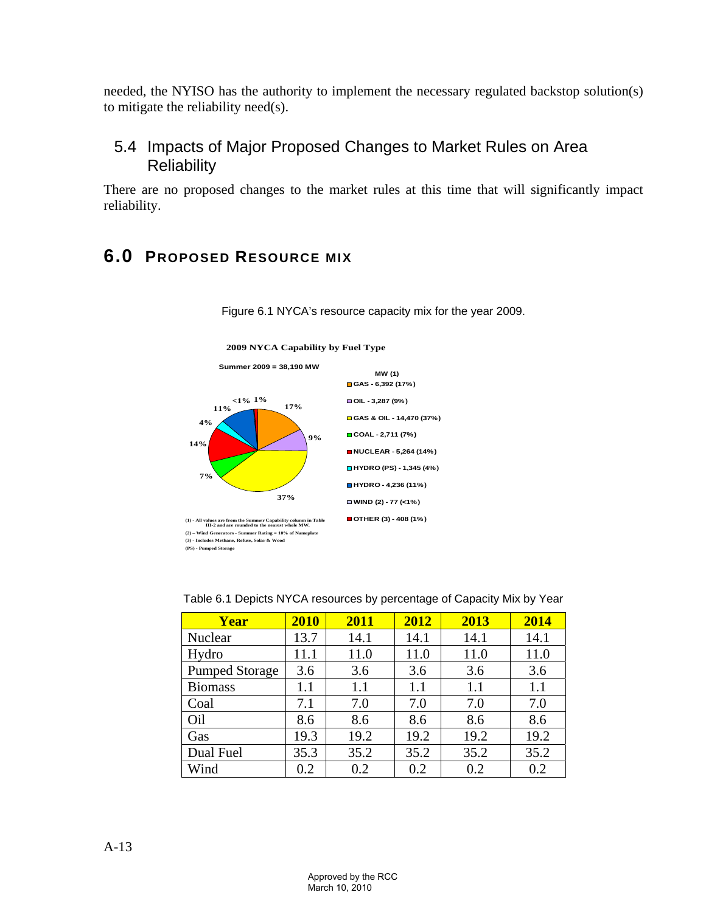needed, the NYISO has the authority to implement the necessary regulated backstop solution(s) to mitigate the reliability need(s).

## 5.4 Impacts of Major Proposed Changes to Market Rules on Area Reliability

There are no proposed changes to the market rules at this time that will significantly impact reliability.

# 6.0 PROPOSED RESOURCE MIX

Figure 6.1 NYCA's resource capacity mix for the year 2009.

**2009 NYCA Capability by Fuel Type**

Summer 2009 = 38,190 MW

MW (1)
- GAS - 6,392 (17%)
- OIL - 3,287 (9%)
- GAS & OIL - 14,470 (37%)
- COAL - 2,711 (7%)
- NUCLEAR - 5,264 (14%)
- HYDRO (PS) - 1,345 (4%)
- HYDRO - 4,236 (11%)
- WIND (2) - 77 (<1%)
- OTHER (3) - 408 (1%)

(1) - All values are from the Summer Capability column in Table III-2 and are rounded to the nearest whole MW.
(2) – Wind Generators - Summer Rating = 10% of Nameplate
(3) - Includes Methane, Refuse, Solar & Wood
(PS) - Pumped Storage

Table 6.1 Depicts NYCA resources by percentage of Capacity Mix by Year

| Year | 2010 | 2011 | 2012 | 2013 | 2014 |
|---|---|---|---|---|---|
| Nuclear | 13.7 | 14.1 | 14.1 | 14.1 | 14.1 |
| Hydro | 11.1 | 11.0 | 11.0 | 11.0 | 11.0 |
| Pumped Storage | 3.6 | 3.6 | 3.6 | 3.6 | 3.6 |
| Biomass | 1.1 | 1.1 | 1.1 | 1.1 | 1.1 |
| Coal | 7.1 | 7.0 | 7.0 | 7.0 | 7.0 |
| Oil | 8.6 | 8.6 | 8.6 | 8.6 | 8.6 |
| Gas | 19.3 | 19.2 | 19.2 | 19.2 | 19.2 |
| Dual Fuel | 35.3 | 35.2 | 35.2 | 35.2 | 35.2 |
| Wind | 0.2 | 0.2 | 0.2 | 0.2 | 0.2 |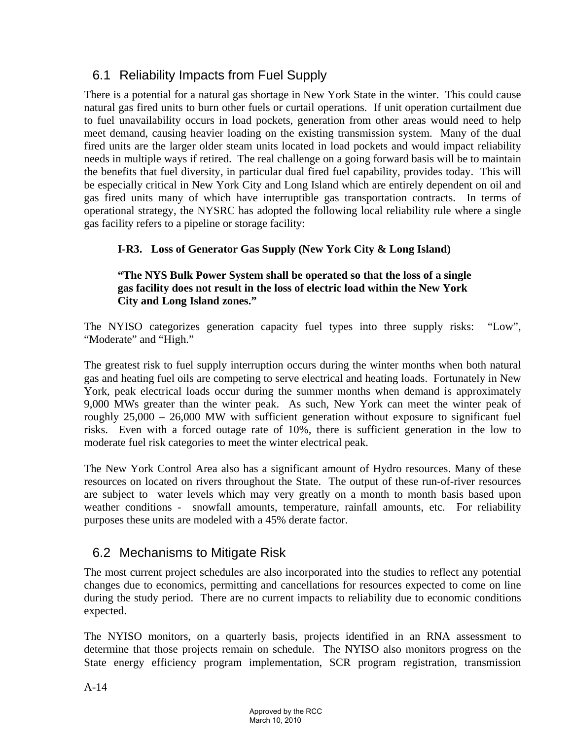## 6.1 Reliability Impacts from Fuel Supply

There is a potential for a natural gas shortage in New York State in the winter. This could cause natural gas fired units to burn other fuels or curtail operations. If unit operation curtailment due to fuel unavailability occurs in load pockets, generation from other areas would need to help meet demand, causing heavier loading on the existing transmission system. Many of the dual fired units are the larger older steam units located in load pockets and would impact reliability needs in multiple ways if retired. The real challenge on a going forward basis will be to maintain the benefits that fuel diversity, in particular dual fired fuel capability, provides today. This will be especially critical in New York City and Long Island which are entirely dependent on oil and gas fired units many of which have interruptible gas transportation contracts. In terms of operational strategy, the NYSRC has adopted the following local reliability rule where a single gas facility refers to a pipeline or storage facility:

**I-R3. Loss of Generator Gas Supply (New York City & Long Island)**

**"The NYS Bulk Power System shall be operated so that the loss of a single gas facility does not result in the loss of electric load within the New York City and Long Island zones."**

The NYISO categorizes generation capacity fuel types into three supply risks: "Low", "Moderate" and "High."

The greatest risk to fuel supply interruption occurs during the winter months when both natural gas and heating fuel oils are competing to serve electrical and heating loads. Fortunately in New York, peak electrical loads occur during the summer months when demand is approximately 9,000 MWs greater than the winter peak. As such, New York can meet the winter peak of roughly 25,000 – 26,000 MW with sufficient generation without exposure to significant fuel risks. Even with a forced outage rate of 10%, there is sufficient generation in the low to moderate fuel risk categories to meet the winter electrical peak.

The New York Control Area also has a significant amount of Hydro resources. Many of these resources on located on rivers throughout the State. The output of these run-of-river resources are subject to water levels which may very greatly on a month to month basis based upon weather conditions - snowfall amounts, temperature, rainfall amounts, etc. For reliability purposes these units are modeled with a 45% derate factor.

## 6.2 Mechanisms to Mitigate Risk

The most current project schedules are also incorporated into the studies to reflect any potential changes due to economics, permitting and cancellations for resources expected to come on line during the study period. There are no current impacts to reliability due to economic conditions expected.

The NYISO monitors, on a quarterly basis, projects identified in an RNA assessment to determine that those projects remain on schedule. The NYISO also monitors progress on the State energy efficiency program implementation, SCR program registration, transmission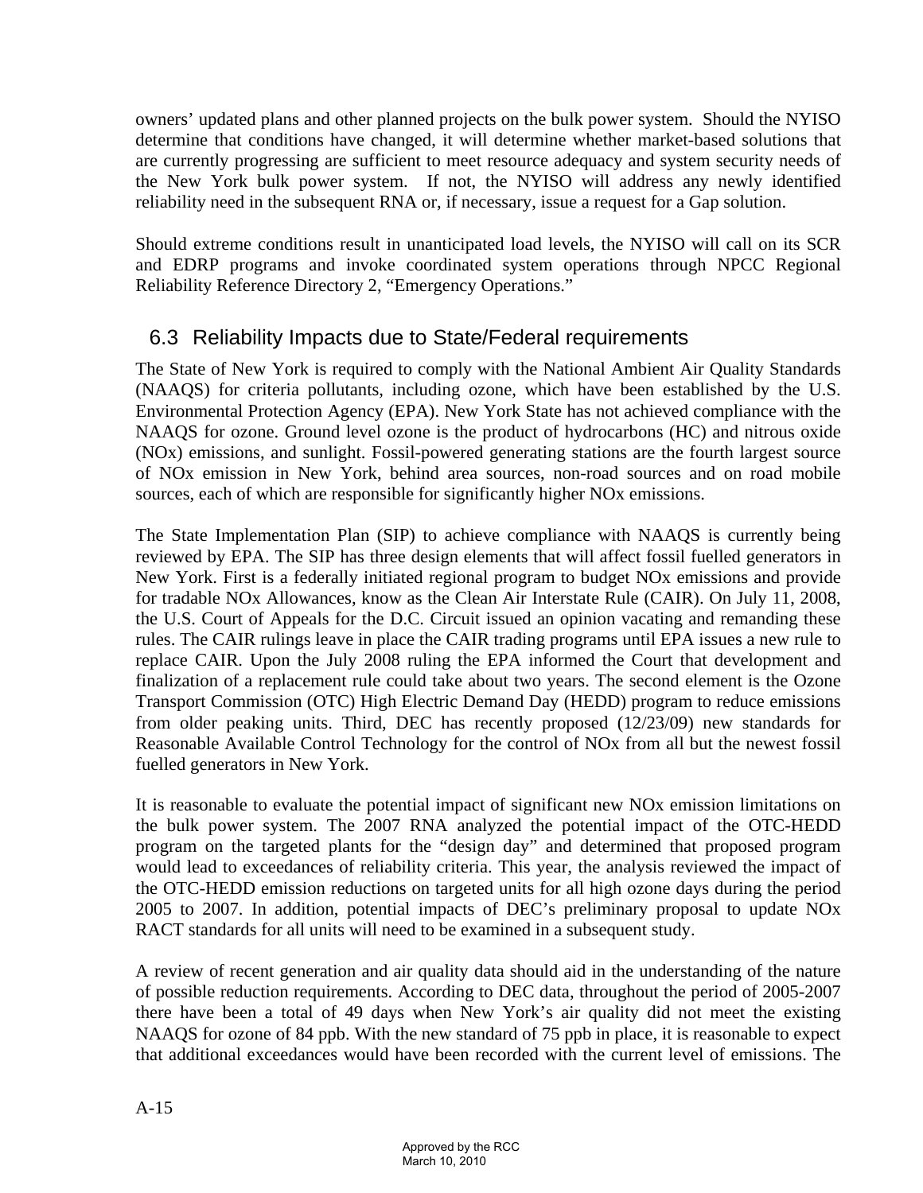owners' updated plans and other planned projects on the bulk power system. Should the NYISO determine that conditions have changed, it will determine whether market-based solutions that are currently progressing are sufficient to meet resource adequacy and system security needs of the New York bulk power system. If not, the NYISO will address any newly identified reliability need in the subsequent RNA or, if necessary, issue a request for a Gap solution.

Should extreme conditions result in unanticipated load levels, the NYISO will call on its SCR and EDRP programs and invoke coordinated system operations through NPCC Regional Reliability Reference Directory 2, "Emergency Operations."

## 6.3 Reliability Impacts due to State/Federal requirements

The State of New York is required to comply with the National Ambient Air Quality Standards (NAAQS) for criteria pollutants, including ozone, which have been established by the U.S. Environmental Protection Agency (EPA). New York State has not achieved compliance with the NAAQS for ozone. Ground level ozone is the product of hydrocarbons (HC) and nitrous oxide (NOx) emissions, and sunlight. Fossil-powered generating stations are the fourth largest source of NOx emission in New York, behind area sources, non-road sources and on road mobile sources, each of which are responsible for significantly higher NOx emissions.

The State Implementation Plan (SIP) to achieve compliance with NAAQS is currently being reviewed by EPA. The SIP has three design elements that will affect fossil fuelled generators in New York. First is a federally initiated regional program to budget NOx emissions and provide for tradable NOx Allowances, know as the Clean Air Interstate Rule (CAIR). On July 11, 2008, the U.S. Court of Appeals for the D.C. Circuit issued an opinion vacating and remanding these rules. The CAIR rulings leave in place the CAIR trading programs until EPA issues a new rule to replace CAIR. Upon the July 2008 ruling the EPA informed the Court that development and finalization of a replacement rule could take about two years. The second element is the Ozone Transport Commission (OTC) High Electric Demand Day (HEDD) program to reduce emissions from older peaking units. Third, DEC has recently proposed (12/23/09) new standards for Reasonable Available Control Technology for the control of NOx from all but the newest fossil fuelled generators in New York.

It is reasonable to evaluate the potential impact of significant new NOx emission limitations on the bulk power system. The 2007 RNA analyzed the potential impact of the OTC-HEDD program on the targeted plants for the "design day" and determined that proposed program would lead to exceedances of reliability criteria. This year, the analysis reviewed the impact of the OTC-HEDD emission reductions on targeted units for all high ozone days during the period 2005 to 2007. In addition, potential impacts of DEC's preliminary proposal to update NOx RACT standards for all units will need to be examined in a subsequent study.

A review of recent generation and air quality data should aid in the understanding of the nature of possible reduction requirements. According to DEC data, throughout the period of 2005-2007 there have been a total of 49 days when New York's air quality did not meet the existing NAAQS for ozone of 84 ppb. With the new standard of 75 ppb in place, it is reasonable to expect that additional exceedances would have been recorded with the current level of emissions. The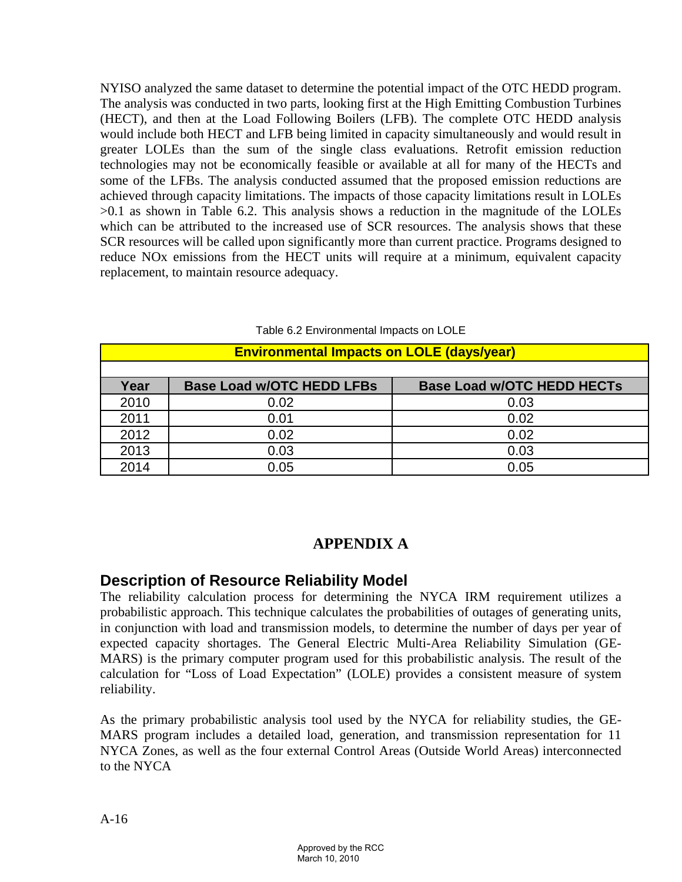NYISO analyzed the same dataset to determine the potential impact of the OTC HEDD program. The analysis was conducted in two parts, looking first at the High Emitting Combustion Turbines (HECT), and then at the Load Following Boilers (LFB). The complete OTC HEDD analysis would include both HECT and LFB being limited in capacity simultaneously and would result in greater LOLEs than the sum of the single class evaluations. Retrofit emission reduction technologies may not be economically feasible or available at all for many of the HECTs and some of the LFBs. The analysis conducted assumed that the proposed emission reductions are achieved through capacity limitations. The impacts of those capacity limitations result in LOLEs >0.1 as shown in Table 6.2. This analysis shows a reduction in the magnitude of the LOLEs which can be attributed to the increased use of SCR resources. The analysis shows that these SCR resources will be called upon significantly more than current practice. Programs designed to reduce NOx emissions from the HECT units will require at a minimum, equivalent capacity replacement, to maintain resource adequacy.

Table 6.2 Environmental Impacts on LOLE

| **Environmental Impacts on LOLE (days/year)** | | |
|---|---|---|
| **Year** | **Base Load w/OTC HEDD LFBs** | **Base Load w/OTC HEDD HECTs** |
| 2010 | 0.02 | 0.03 |
| 2011 | 0.01 | 0.02 |
| 2012 | 0.02 | 0.02 |
| 2013 | 0.03 | 0.03 |
| 2014 | 0.05 | 0.05 |

# APPENDIX A

## Description of Resource Reliability Model

The reliability calculation process for determining the NYCA IRM requirement utilizes a probabilistic approach. This technique calculates the probabilities of outages of generating units, in conjunction with load and transmission models, to determine the number of days per year of expected capacity shortages. The General Electric Multi-Area Reliability Simulation (GE-MARS) is the primary computer program used for this probabilistic analysis. The result of the calculation for "Loss of Load Expectation" (LOLE) provides a consistent measure of system reliability.

As the primary probabilistic analysis tool used by the NYCA for reliability studies, the GE-MARS program includes a detailed load, generation, and transmission representation for 11 NYCA Zones, as well as the four external Control Areas (Outside World Areas) interconnected to the NYCA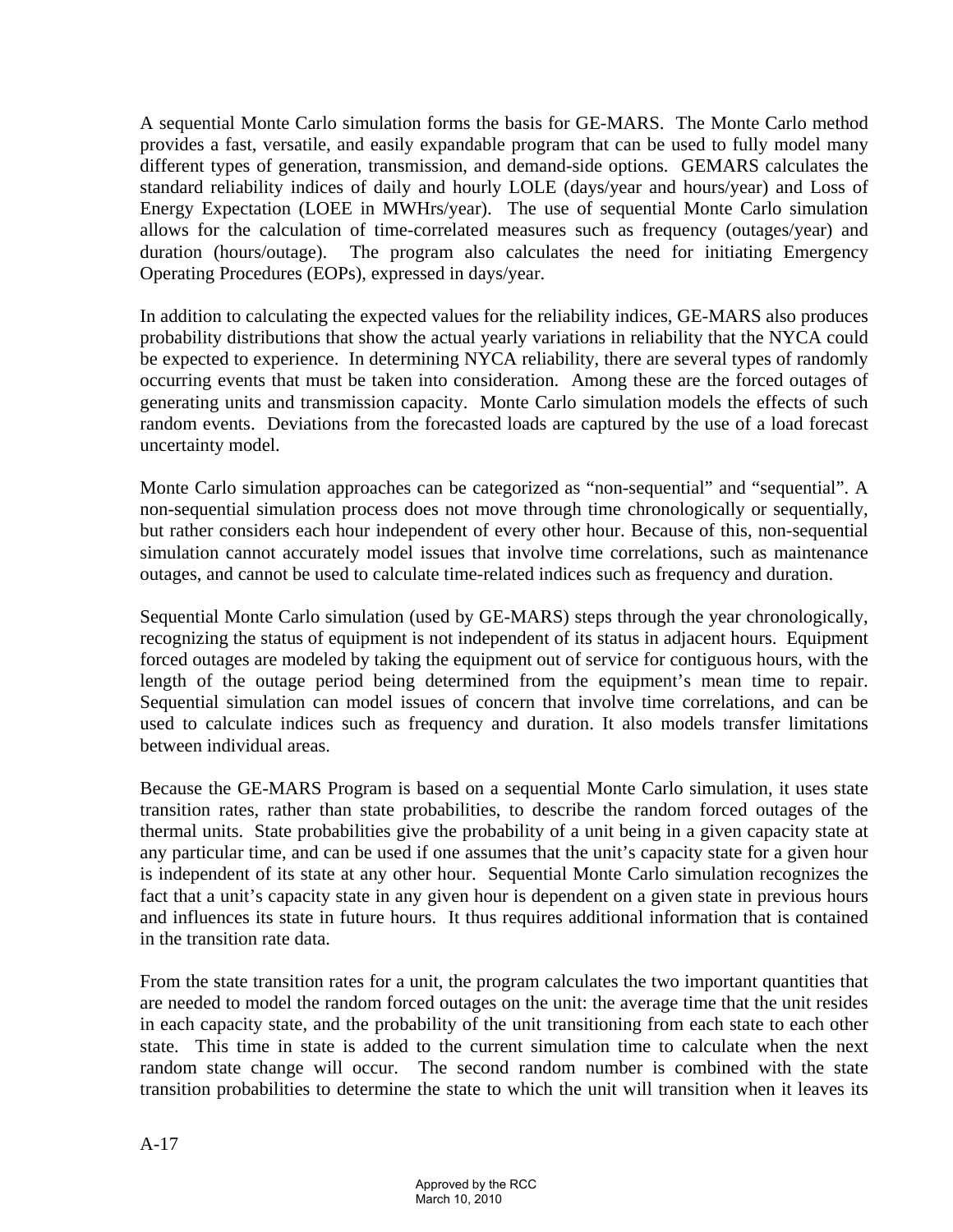A sequential Monte Carlo simulation forms the basis for GE-MARS. The Monte Carlo method provides a fast, versatile, and easily expandable program that can be used to fully model many different types of generation, transmission, and demand-side options. GEMARS calculates the standard reliability indices of daily and hourly LOLE (days/year and hours/year) and Loss of Energy Expectation (LOEE in MWHrs/year). The use of sequential Monte Carlo simulation allows for the calculation of time-correlated measures such as frequency (outages/year) and duration (hours/outage). The program also calculates the need for initiating Emergency Operating Procedures (EOPs), expressed in days/year.

In addition to calculating the expected values for the reliability indices, GE-MARS also produces probability distributions that show the actual yearly variations in reliability that the NYCA could be expected to experience. In determining NYCA reliability, there are several types of randomly occurring events that must be taken into consideration. Among these are the forced outages of generating units and transmission capacity. Monte Carlo simulation models the effects of such random events. Deviations from the forecasted loads are captured by the use of a load forecast uncertainty model.

Monte Carlo simulation approaches can be categorized as "non-sequential" and "sequential". A non-sequential simulation process does not move through time chronologically or sequentially, but rather considers each hour independent of every other hour. Because of this, non-sequential simulation cannot accurately model issues that involve time correlations, such as maintenance outages, and cannot be used to calculate time-related indices such as frequency and duration.

Sequential Monte Carlo simulation (used by GE-MARS) steps through the year chronologically, recognizing the status of equipment is not independent of its status in adjacent hours. Equipment forced outages are modeled by taking the equipment out of service for contiguous hours, with the length of the outage period being determined from the equipment's mean time to repair. Sequential simulation can model issues of concern that involve time correlations, and can be used to calculate indices such as frequency and duration. It also models transfer limitations between individual areas.

Because the GE-MARS Program is based on a sequential Monte Carlo simulation, it uses state transition rates, rather than state probabilities, to describe the random forced outages of the thermal units. State probabilities give the probability of a unit being in a given capacity state at any particular time, and can be used if one assumes that the unit's capacity state for a given hour is independent of its state at any other hour. Sequential Monte Carlo simulation recognizes the fact that a unit's capacity state in any given hour is dependent on a given state in previous hours and influences its state in future hours. It thus requires additional information that is contained in the transition rate data.

From the state transition rates for a unit, the program calculates the two important quantities that are needed to model the random forced outages on the unit: the average time that the unit resides in each capacity state, and the probability of the unit transitioning from each state to each other state. This time in state is added to the current simulation time to calculate when the next random state change will occur. The second random number is combined with the state transition probabilities to determine the state to which the unit will transition when it leaves its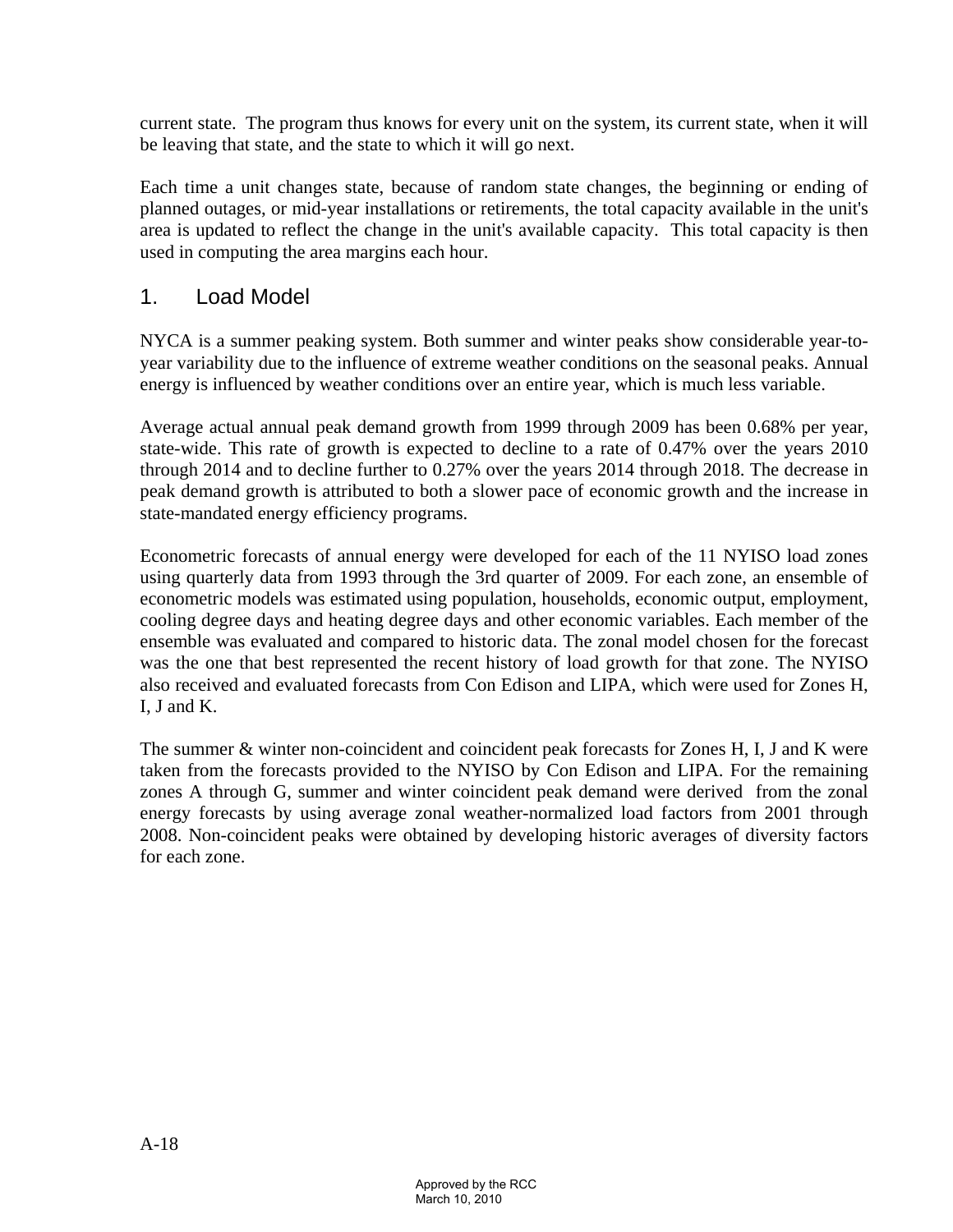current state. The program thus knows for every unit on the system, its current state, when it will be leaving that state, and the state to which it will go next.

Each time a unit changes state, because of random state changes, the beginning or ending of planned outages, or mid-year installations or retirements, the total capacity available in the unit's area is updated to reflect the change in the unit's available capacity. This total capacity is then used in computing the area margins each hour.

## 1. Load Model

NYCA is a summer peaking system. Both summer and winter peaks show considerable year-to-year variability due to the influence of extreme weather conditions on the seasonal peaks. Annual energy is influenced by weather conditions over an entire year, which is much less variable.

Average actual annual peak demand growth from 1999 through 2009 has been 0.68% per year, state-wide. This rate of growth is expected to decline to a rate of 0.47% over the years 2010 through 2014 and to decline further to 0.27% over the years 2014 through 2018. The decrease in peak demand growth is attributed to both a slower pace of economic growth and the increase in state-mandated energy efficiency programs.

Econometric forecasts of annual energy were developed for each of the 11 NYISO load zones using quarterly data from 1993 through the 3rd quarter of 2009. For each zone, an ensemble of econometric models was estimated using population, households, economic output, employment, cooling degree days and heating degree days and other economic variables. Each member of the ensemble was evaluated and compared to historic data. The zonal model chosen for the forecast was the one that best represented the recent history of load growth for that zone. The NYISO also received and evaluated forecasts from Con Edison and LIPA, which were used for Zones H, I, J and K.

The summer & winter non-coincident and coincident peak forecasts for Zones H, I, J and K were taken from the forecasts provided to the NYISO by Con Edison and LIPA. For the remaining zones A through G, summer and winter coincident peak demand were derived from the zonal energy forecasts by using average zonal weather-normalized load factors from 2001 through 2008. Non-coincident peaks were obtained by developing historic averages of diversity factors for each zone.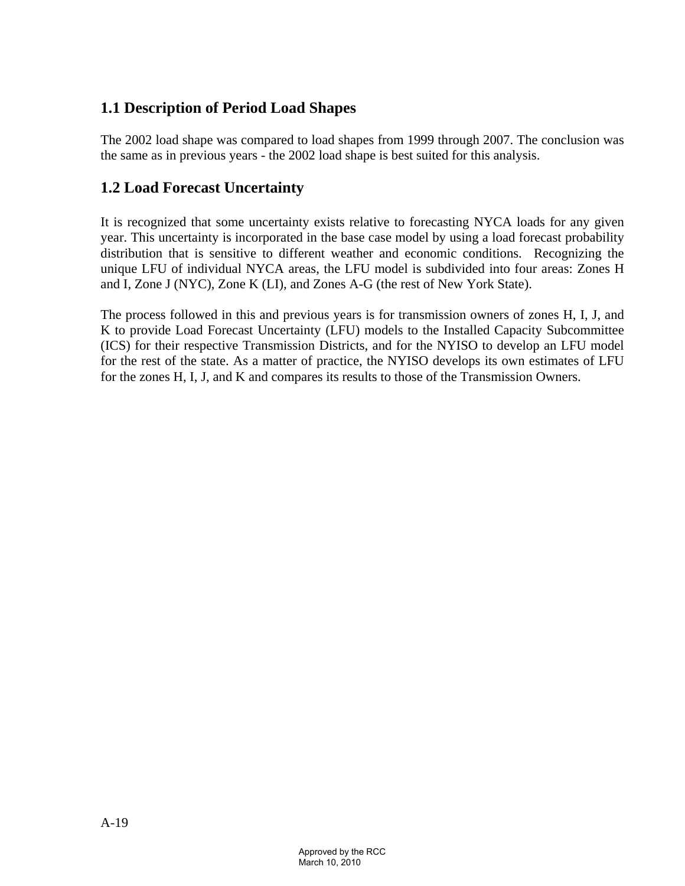## 1.1 Description of Period Load Shapes

The 2002 load shape was compared to load shapes from 1999 through 2007. The conclusion was the same as in previous years - the 2002 load shape is best suited for this analysis.

## 1.2 Load Forecast Uncertainty

It is recognized that some uncertainty exists relative to forecasting NYCA loads for any given year. This uncertainty is incorporated in the base case model by using a load forecast probability distribution that is sensitive to different weather and economic conditions. Recognizing the unique LFU of individual NYCA areas, the LFU model is subdivided into four areas: Zones H and I, Zone J (NYC), Zone K (LI), and Zones A-G (the rest of New York State).

The process followed in this and previous years is for transmission owners of zones H, I, J, and K to provide Load Forecast Uncertainty (LFU) models to the Installed Capacity Subcommittee (ICS) for their respective Transmission Districts, and for the NYISO to develop an LFU model for the rest of the state. As a matter of practice, the NYISO develops its own estimates of LFU for the zones H, I, J, and K and compares its results to those of the Transmission Owners.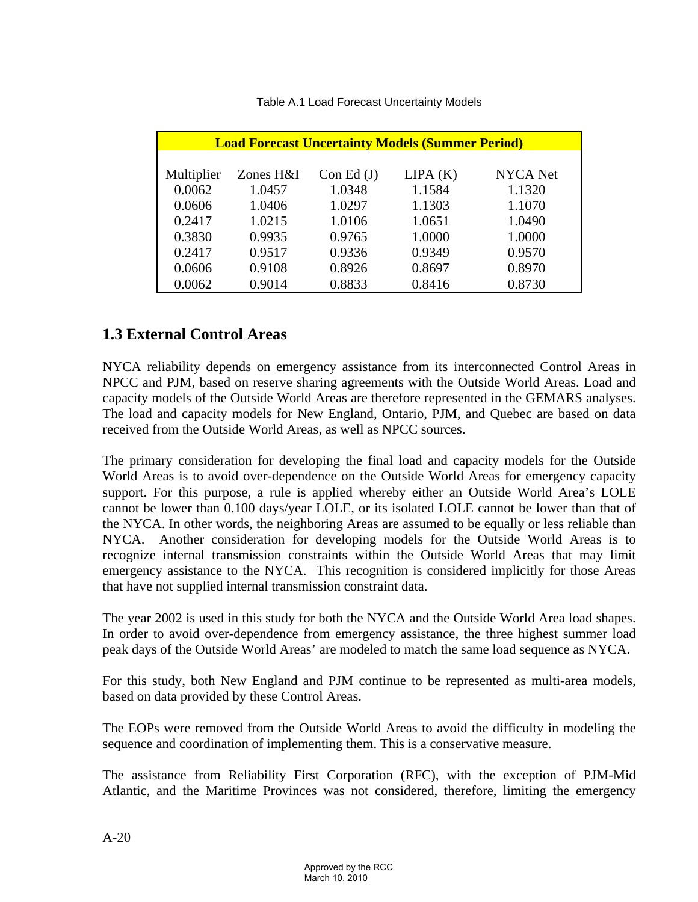Table A.1 Load Forecast Uncertainty Models

| Load Forecast Uncertainty Models (Summer Period) | | | | |
|---|---|---|---|---|
| Multiplier | Zones H&I | Con Ed (J) | LIPA (K) | NYCA Net |
| 0.0062 | 1.0457 | 1.0348 | 1.1584 | 1.1320 |
| 0.0606 | 1.0406 | 1.0297 | 1.1303 | 1.1070 |
| 0.2417 | 1.0215 | 1.0106 | 1.0651 | 1.0490 |
| 0.3830 | 0.9935 | 0.9765 | 1.0000 | 1.0000 |
| 0.2417 | 0.9517 | 0.9336 | 0.9349 | 0.9570 |
| 0.0606 | 0.9108 | 0.8926 | 0.8697 | 0.8970 |
| 0.0062 | 0.9014 | 0.8833 | 0.8416 | 0.8730 |

## 1.3 External Control Areas

NYCA reliability depends on emergency assistance from its interconnected Control Areas in NPCC and PJM, based on reserve sharing agreements with the Outside World Areas. Load and capacity models of the Outside World Areas are therefore represented in the GEMARS analyses. The load and capacity models for New England, Ontario, PJM, and Quebec are based on data received from the Outside World Areas, as well as NPCC sources.

The primary consideration for developing the final load and capacity models for the Outside World Areas is to avoid over-dependence on the Outside World Areas for emergency capacity support. For this purpose, a rule is applied whereby either an Outside World Area's LOLE cannot be lower than 0.100 days/year LOLE, or its isolated LOLE cannot be lower than that of the NYCA. In other words, the neighboring Areas are assumed to be equally or less reliable than NYCA. Another consideration for developing models for the Outside World Areas is to recognize internal transmission constraints within the Outside World Areas that may limit emergency assistance to the NYCA. This recognition is considered implicitly for those Areas that have not supplied internal transmission constraint data.

The year 2002 is used in this study for both the NYCA and the Outside World Area load shapes. In order to avoid over-dependence from emergency assistance, the three highest summer load peak days of the Outside World Areas' are modeled to match the same load sequence as NYCA.

For this study, both New England and PJM continue to be represented as multi-area models, based on data provided by these Control Areas.

The EOPs were removed from the Outside World Areas to avoid the difficulty in modeling the sequence and coordination of implementing them. This is a conservative measure.

The assistance from Reliability First Corporation (RFC), with the exception of PJM-Mid Atlantic, and the Maritime Provinces was not considered, therefore, limiting the emergency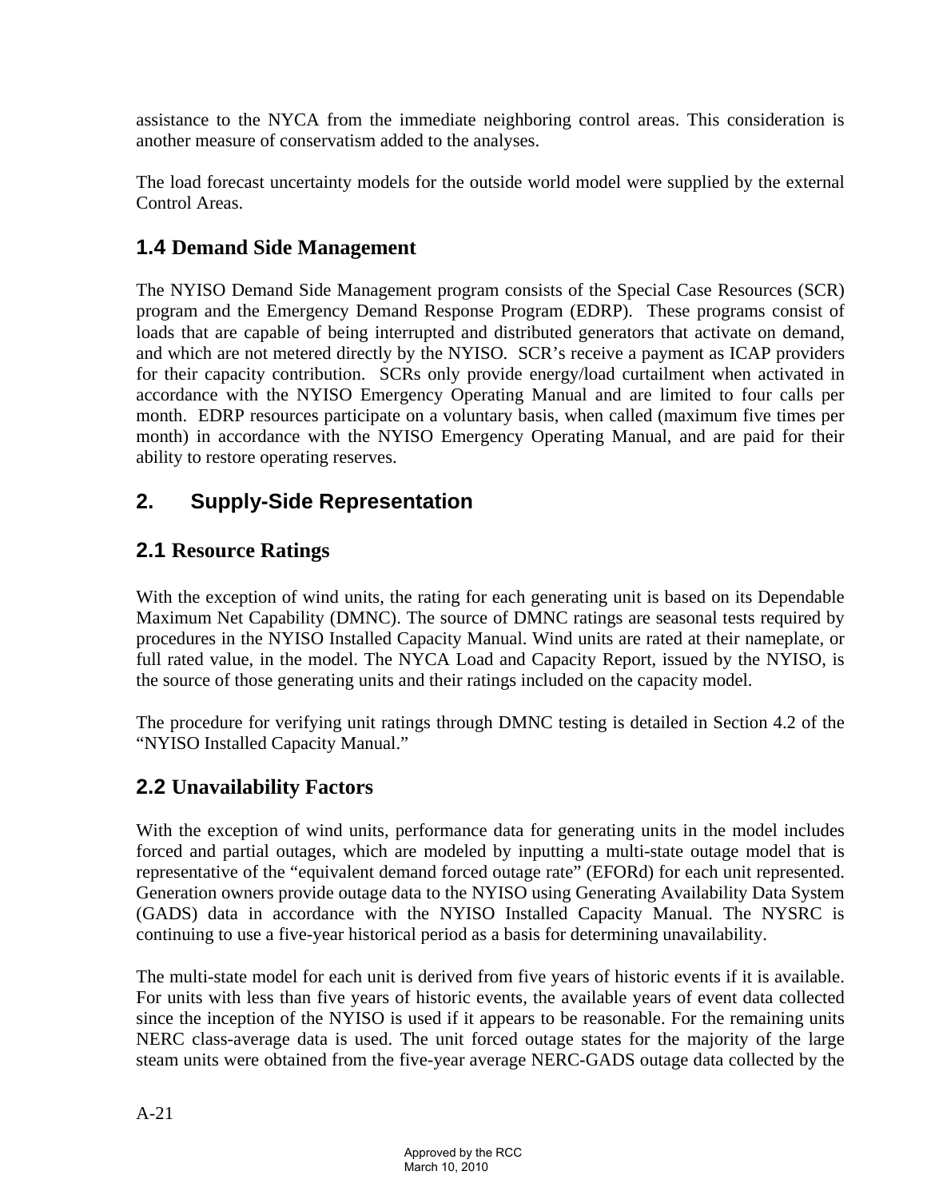assistance to the NYCA from the immediate neighboring control areas. This consideration is another measure of conservatism added to the analyses.

The load forecast uncertainty models for the outside world model were supplied by the external Control Areas.

### 1.4 Demand Side Management

The NYISO Demand Side Management program consists of the Special Case Resources (SCR) program and the Emergency Demand Response Program (EDRP). These programs consist of loads that are capable of being interrupted and distributed generators that activate on demand, and which are not metered directly by the NYISO. SCR's receive a payment as ICAP providers for their capacity contribution. SCRs only provide energy/load curtailment when activated in accordance with the NYISO Emergency Operating Manual and are limited to four calls per month. EDRP resources participate on a voluntary basis, when called (maximum five times per month) in accordance with the NYISO Emergency Operating Manual, and are paid for their ability to restore operating reserves.

## 2. Supply-Side Representation

### 2.1 Resource Ratings

With the exception of wind units, the rating for each generating unit is based on its Dependable Maximum Net Capability (DMNC). The source of DMNC ratings are seasonal tests required by procedures in the NYISO Installed Capacity Manual. Wind units are rated at their nameplate, or full rated value, in the model. The NYCA Load and Capacity Report, issued by the NYISO, is the source of those generating units and their ratings included on the capacity model.

The procedure for verifying unit ratings through DMNC testing is detailed in Section 4.2 of the "NYISO Installed Capacity Manual."

### 2.2 Unavailability Factors

With the exception of wind units, performance data for generating units in the model includes forced and partial outages, which are modeled by inputting a multi-state outage model that is representative of the "equivalent demand forced outage rate" (EFORd) for each unit represented. Generation owners provide outage data to the NYISO using Generating Availability Data System (GADS) data in accordance with the NYISO Installed Capacity Manual. The NYSRC is continuing to use a five-year historical period as a basis for determining unavailability.

The multi-state model for each unit is derived from five years of historic events if it is available. For units with less than five years of historic events, the available years of event data collected since the inception of the NYISO is used if it appears to be reasonable. For the remaining units NERC class-average data is used. The unit forced outage states for the majority of the large steam units were obtained from the five-year average NERC-GADS outage data collected by the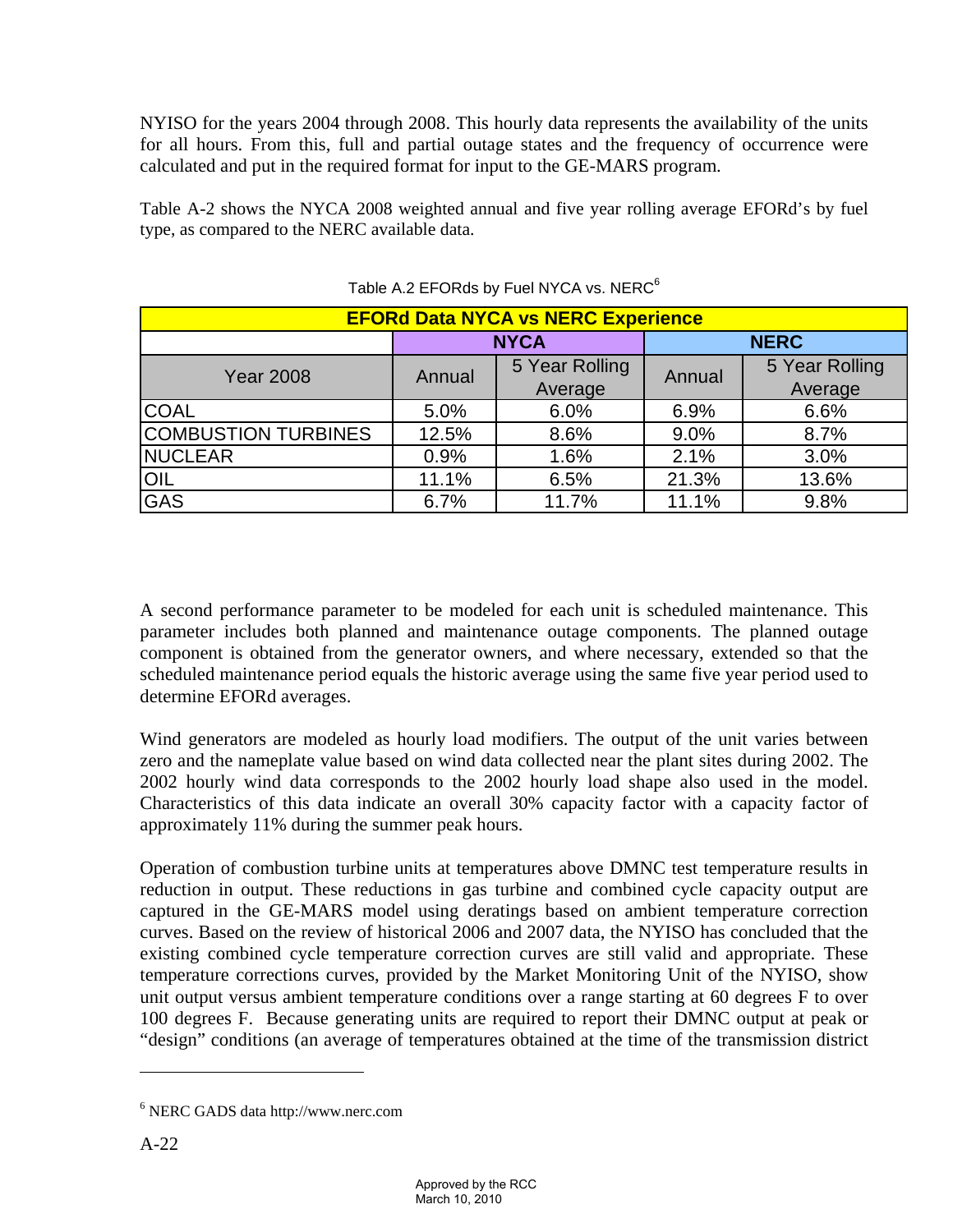NYISO for the years 2004 through 2008. This hourly data represents the availability of the units for all hours. From this, full and partial outage states and the frequency of occurrence were calculated and put in the required format for input to the GE-MARS program.

Table A-2 shows the NYCA 2008 weighted annual and five year rolling average EFORd's by fuel type, as compared to the NERC available data.

Table A.2 EFORds by Fuel NYCA vs. NERC[6]

| EFORd Data NYCA vs NERC Experience | | | | |
|---|---|---|---|---|
| | NYCA | | NERC | |
| Year 2008 | Annual | 5 Year Rolling Average | Annual | 5 Year Rolling Average |
| COAL | 5.0% | 6.0% | 6.9% | 6.6% |
| COMBUSTION TURBINES | 12.5% | 8.6% | 9.0% | 8.7% |
| NUCLEAR | 0.9% | 1.6% | 2.1% | 3.0% |
| OIL | 11.1% | 6.5% | 21.3% | 13.6% |
| GAS | 6.7% | 11.7% | 11.1% | 9.8% |

A second performance parameter to be modeled for each unit is scheduled maintenance. This parameter includes both planned and maintenance outage components. The planned outage component is obtained from the generator owners, and where necessary, extended so that the scheduled maintenance period equals the historic average using the same five year period used to determine EFORd averages.

Wind generators are modeled as hourly load modifiers. The output of the unit varies between zero and the nameplate value based on wind data collected near the plant sites during 2002. The 2002 hourly wind data corresponds to the 2002 hourly load shape also used in the model. Characteristics of this data indicate an overall 30% capacity factor with a capacity factor of approximately 11% during the summer peak hours.

Operation of combustion turbine units at temperatures above DMNC test temperature results in reduction in output. These reductions in gas turbine and combined cycle capacity output are captured in the GE-MARS model using deratings based on ambient temperature correction curves. Based on the review of historical 2006 and 2007 data, the NYISO has concluded that the existing combined cycle temperature correction curves are still valid and appropriate. These temperature corrections curves, provided by the Market Monitoring Unit of the NYISO, show unit output versus ambient temperature conditions over a range starting at 60 degrees F to over 100 degrees F. Because generating units are required to report their DMNC output at peak or "design" conditions (an average of temperatures obtained at the time of the transmission district

[6] NERC GADS data http://www.nerc.com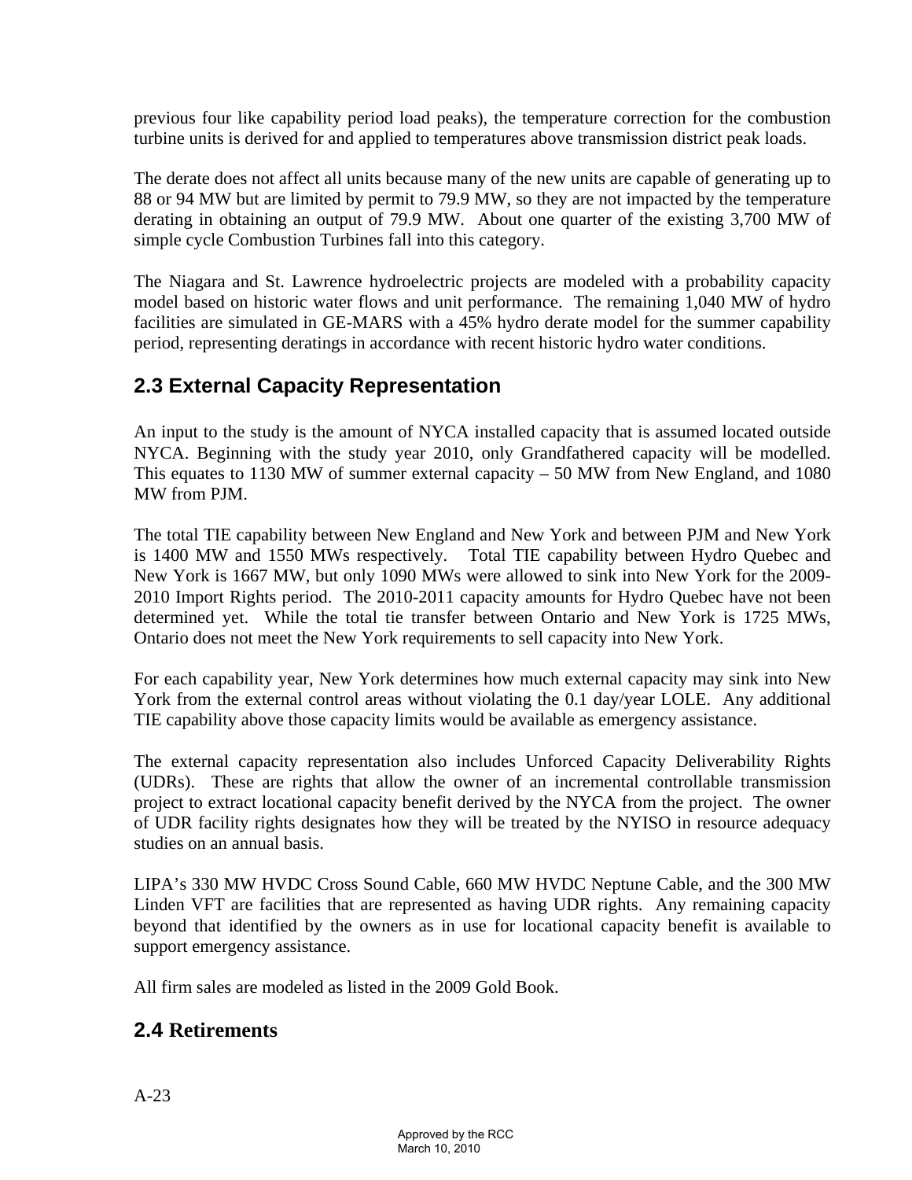previous four like capability period load peaks), the temperature correction for the combustion turbine units is derived for and applied to temperatures above transmission district peak loads.

The derate does not affect all units because many of the new units are capable of generating up to 88 or 94 MW but are limited by permit to 79.9 MW, so they are not impacted by the temperature derating in obtaining an output of 79.9 MW. About one quarter of the existing 3,700 MW of simple cycle Combustion Turbines fall into this category.

The Niagara and St. Lawrence hydroelectric projects are modeled with a probability capacity model based on historic water flows and unit performance. The remaining 1,040 MW of hydro facilities are simulated in GE-MARS with a 45% hydro derate model for the summer capability period, representing deratings in accordance with recent historic hydro water conditions.

## 2.3 External Capacity Representation

An input to the study is the amount of NYCA installed capacity that is assumed located outside NYCA. Beginning with the study year 2010, only Grandfathered capacity will be modelled. This equates to 1130 MW of summer external capacity – 50 MW from New England, and 1080 MW from PJM.

The total TIE capability between New England and New York and between PJM and New York is 1400 MW and 1550 MWs respectively. Total TIE capability between Hydro Quebec and New York is 1667 MW, but only 1090 MWs were allowed to sink into New York for the 2009-2010 Import Rights period. The 2010-2011 capacity amounts for Hydro Quebec have not been determined yet. While the total tie transfer between Ontario and New York is 1725 MWs, Ontario does not meet the New York requirements to sell capacity into New York.

For each capability year, New York determines how much external capacity may sink into New York from the external control areas without violating the 0.1 day/year LOLE. Any additional TIE capability above those capacity limits would be available as emergency assistance.

The external capacity representation also includes Unforced Capacity Deliverability Rights (UDRs). These are rights that allow the owner of an incremental controllable transmission project to extract locational capacity benefit derived by the NYCA from the project. The owner of UDR facility rights designates how they will be treated by the NYISO in resource adequacy studies on an annual basis.

LIPA's 330 MW HVDC Cross Sound Cable, 660 MW HVDC Neptune Cable, and the 300 MW Linden VFT are facilities that are represented as having UDR rights. Any remaining capacity beyond that identified by the owners as in use for locational capacity benefit is available to support emergency assistance.

All firm sales are modeled as listed in the 2009 Gold Book.

## 2.4 Retirements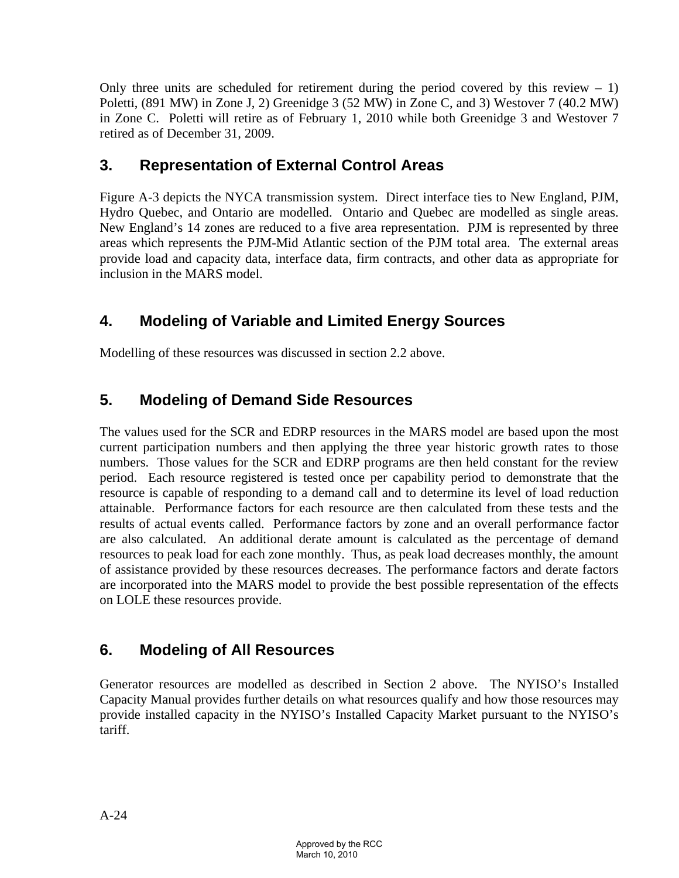Only three units are scheduled for retirement during the period covered by this review – 1) Poletti, (891 MW) in Zone J, 2) Greenidge 3 (52 MW) in Zone C, and 3) Westover 7 (40.2 MW) in Zone C. Poletti will retire as of February 1, 2010 while both Greenidge 3 and Westover 7 retired as of December 31, 2009.

## 3. Representation of External Control Areas

Figure A-3 depicts the NYCA transmission system. Direct interface ties to New England, PJM, Hydro Quebec, and Ontario are modelled. Ontario and Quebec are modelled as single areas. New England's 14 zones are reduced to a five area representation. PJM is represented by three areas which represents the PJM-Mid Atlantic section of the PJM total area. The external areas provide load and capacity data, interface data, firm contracts, and other data as appropriate for inclusion in the MARS model.

## 4. Modeling of Variable and Limited Energy Sources

Modelling of these resources was discussed in section 2.2 above.

## 5. Modeling of Demand Side Resources

The values used for the SCR and EDRP resources in the MARS model are based upon the most current participation numbers and then applying the three year historic growth rates to those numbers. Those values for the SCR and EDRP programs are then held constant for the review period. Each resource registered is tested once per capability period to demonstrate that the resource is capable of responding to a demand call and to determine its level of load reduction attainable. Performance factors for each resource are then calculated from these tests and the results of actual events called. Performance factors by zone and an overall performance factor are also calculated. An additional derate amount is calculated as the percentage of demand resources to peak load for each zone monthly. Thus, as peak load decreases monthly, the amount of assistance provided by these resources decreases. The performance factors and derate factors are incorporated into the MARS model to provide the best possible representation of the effects on LOLE these resources provide.

## 6. Modeling of All Resources

Generator resources are modelled as described in Section 2 above. The NYISO's Installed Capacity Manual provides further details on what resources qualify and how those resources may provide installed capacity in the NYISO's Installed Capacity Market pursuant to the NYISO's tariff.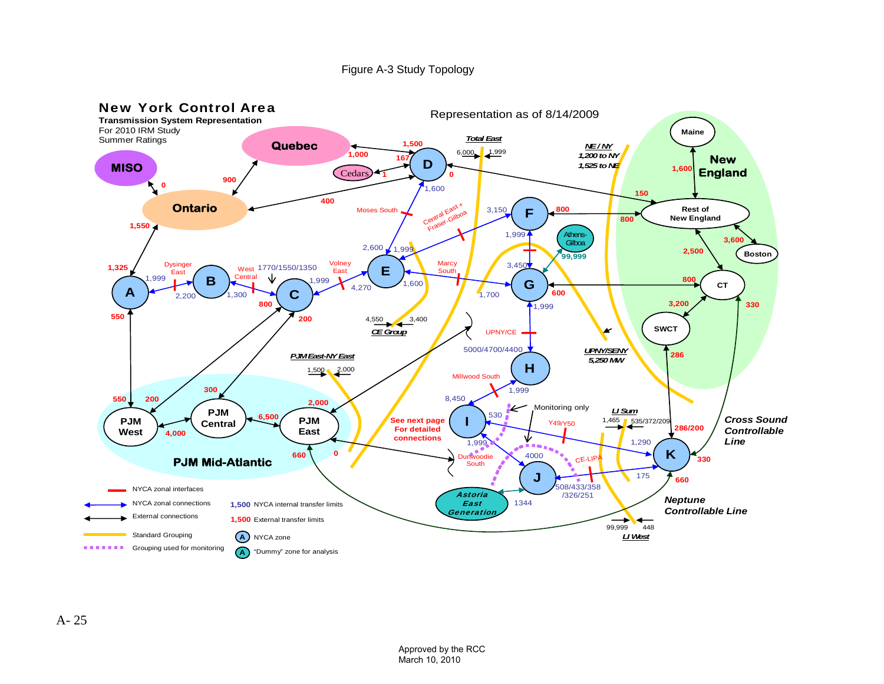Figure A-3 Study Topology

**New York Control Area**

**Transmission System Representation**

For 2010 IRM Study

Summer Ratings

Representation as of 8/14/2009

| Legend | |
|---|---|
| Red bar | NYCA zonal interfaces |
| Blue arrow | NYCA zonal connections |
| Black arrow | External connections |
| Yellow line | Standard Grouping |
| Dotted purple line | Grouping used for monitoring |
| **1,500** (blue) | NYCA internal transfer limits |
| **1,500** (red) | External transfer limits |
| (A) blue circle | NYCA zone |
| (A) teal circle | "Dummy" zone for analysis |

**PJM Mid-Atlantic**

**New England**

**Cross Sound Controllable Line**

**Neptune Controllable Line**

**See next page For detailed connections**

Approved by the RCC
March 10, 2010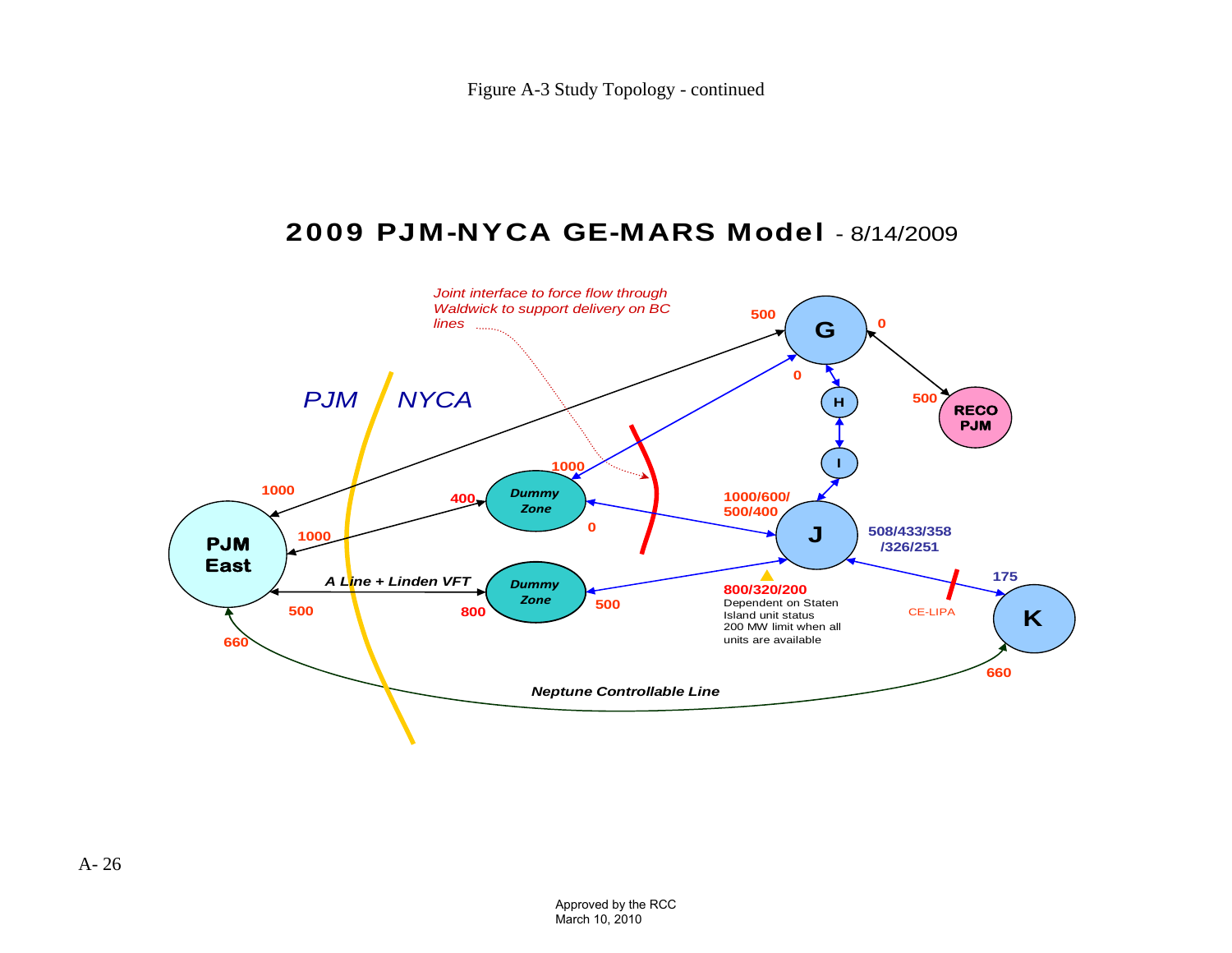Figure A-3 Study Topology - continued

**2009 PJM-NYCA GE-MARS Model** - 8/14/2009

*Joint interface to force flow through Waldwick to support delivery on BC lines*

PJM NYCA

G, H, I, J, K, RECO PJM, PJM East, Dummy Zone, Dummy Zone

1000, 500, 0, 0, 500, 1000, 400, 1000, 0, 1000/600/500/400, 508/433/358/326/251, 175, 500, 800, 500, 800/320/200, 660, 660

*A Line + Linden VFT*

800/320/200 Dependent on Staten Island unit status 200 MW limit when all units are available

CE-LIPA

*Neptune Controllable Line*

Approved by the RCC
March 10, 2010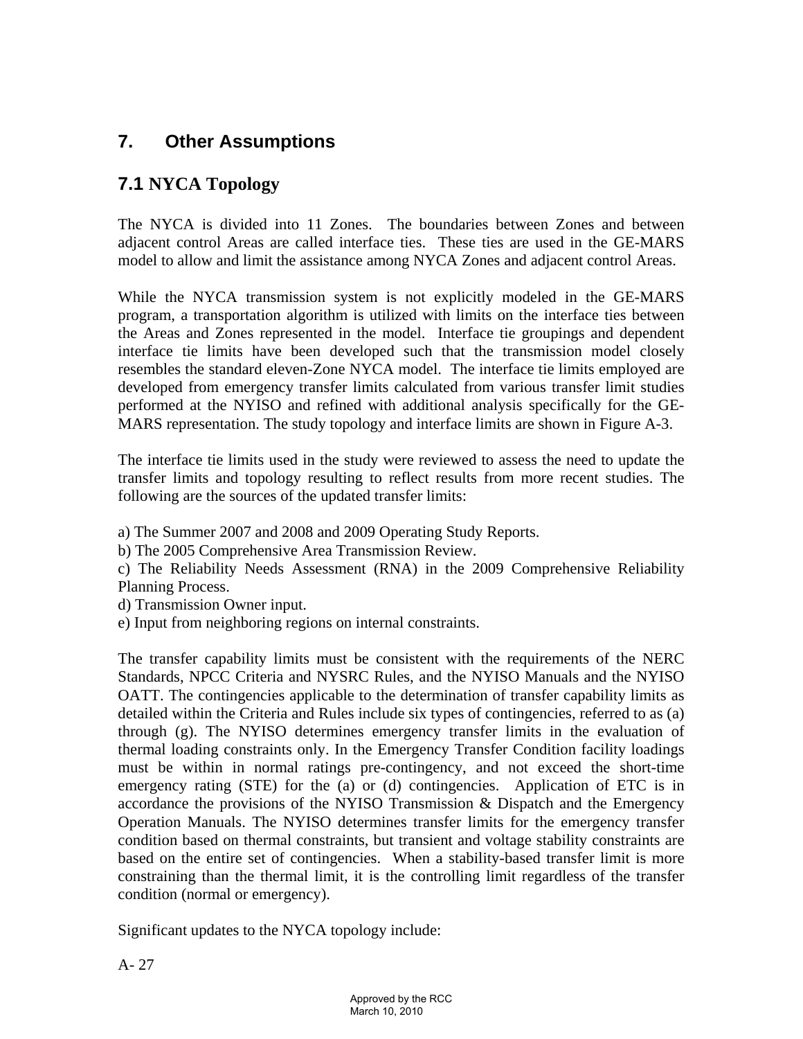# 7. Other Assumptions

## 7.1 NYCA Topology

The NYCA is divided into 11 Zones. The boundaries between Zones and between adjacent control Areas are called interface ties. These ties are used in the GE-MARS model to allow and limit the assistance among NYCA Zones and adjacent control Areas.

While the NYCA transmission system is not explicitly modeled in the GE-MARS program, a transportation algorithm is utilized with limits on the interface ties between the Areas and Zones represented in the model. Interface tie groupings and dependent interface tie limits have been developed such that the transmission model closely resembles the standard eleven-Zone NYCA model. The interface tie limits employed are developed from emergency transfer limits calculated from various transfer limit studies performed at the NYISO and refined with additional analysis specifically for the GE-MARS representation. The study topology and interface limits are shown in Figure A-3.

The interface tie limits used in the study were reviewed to assess the need to update the transfer limits and topology resulting to reflect results from more recent studies. The following are the sources of the updated transfer limits:

a) The Summer 2007 and 2008 and 2009 Operating Study Reports.
b) The 2005 Comprehensive Area Transmission Review.
c) The Reliability Needs Assessment (RNA) in the 2009 Comprehensive Reliability Planning Process.
d) Transmission Owner input.
e) Input from neighboring regions on internal constraints.

The transfer capability limits must be consistent with the requirements of the NERC Standards, NPCC Criteria and NYSRC Rules, and the NYISO Manuals and the NYISO OATT. The contingencies applicable to the determination of transfer capability limits as detailed within the Criteria and Rules include six types of contingencies, referred to as (a) through (g). The NYISO determines emergency transfer limits in the evaluation of thermal loading constraints only. In the Emergency Transfer Condition facility loadings must be within in normal ratings pre-contingency, and not exceed the short-time emergency rating (STE) for the (a) or (d) contingencies. Application of ETC is in accordance the provisions of the NYISO Transmission & Dispatch and the Emergency Operation Manuals. The NYISO determines transfer limits for the emergency transfer condition based on thermal constraints, but transient and voltage stability constraints are based on the entire set of contingencies. When a stability-based transfer limit is more constraining than the thermal limit, it is the controlling limit regardless of the transfer condition (normal or emergency).

Significant updates to the NYCA topology include: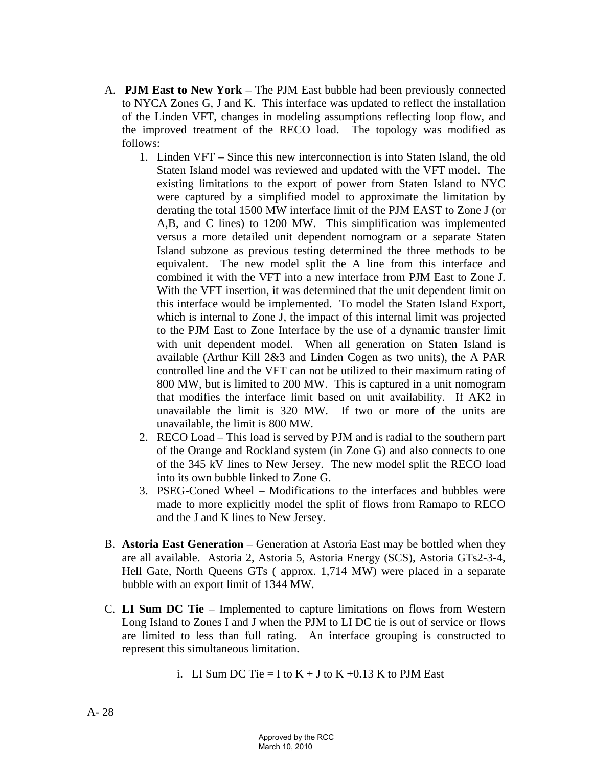A. **PJM East to New York** – The PJM East bubble had been previously connected to NYCA Zones G, J and K. This interface was updated to reflect the installation of the Linden VFT, changes in modeling assumptions reflecting loop flow, and the improved treatment of the RECO load. The topology was modified as follows:

   1. Linden VFT – Since this new interconnection is into Staten Island, the old Staten Island model was reviewed and updated with the VFT model. The existing limitations to the export of power from Staten Island to NYC were captured by a simplified model to approximate the limitation by derating the total 1500 MW interface limit of the PJM EAST to Zone J (or A,B, and C lines) to 1200 MW. This simplification was implemented versus a more detailed unit dependent nomogram or a separate Staten Island subzone as previous testing determined the three methods to be equivalent. The new model split the A line from this interface and combined it with the VFT into a new interface from PJM East to Zone J. With the VFT insertion, it was determined that the unit dependent limit on this interface would be implemented. To model the Staten Island Export, which is internal to Zone J, the impact of this internal limit was projected to the PJM East to Zone Interface by the use of a dynamic transfer limit with unit dependent model. When all generation on Staten Island is available (Arthur Kill 2&3 and Linden Cogen as two units), the A PAR controlled line and the VFT can not be utilized to their maximum rating of 800 MW, but is limited to 200 MW. This is captured in a unit nomogram that modifies the interface limit based on unit availability. If AK2 in unavailable the limit is 320 MW. If two or more of the units are unavailable, the limit is 800 MW.
   2. RECO Load – This load is served by PJM and is radial to the southern part of the Orange and Rockland system (in Zone G) and also connects to one of the 345 kV lines to New Jersey. The new model split the RECO load into its own bubble linked to Zone G.
   3. PSEG-Coned Wheel – Modifications to the interfaces and bubbles were made to more explicitly model the split of flows from Ramapo to RECO and the J and K lines to New Jersey.

B. **Astoria East Generation** – Generation at Astoria East may be bottled when they are all available. Astoria 2, Astoria 5, Astoria Energy (SCS), Astoria GTs2-3-4, Hell Gate, North Queens GTs ( approx. 1,714 MW) were placed in a separate bubble with an export limit of 1344 MW.

C. **LI Sum DC Tie** – Implemented to capture limitations on flows from Western Long Island to Zones I and J when the PJM to LI DC tie is out of service or flows are limited to less than full rating. An interface grouping is constructed to represent this simultaneous limitation.

   i. LI Sum DC Tie = I to K + J to K +0.13 K to PJM East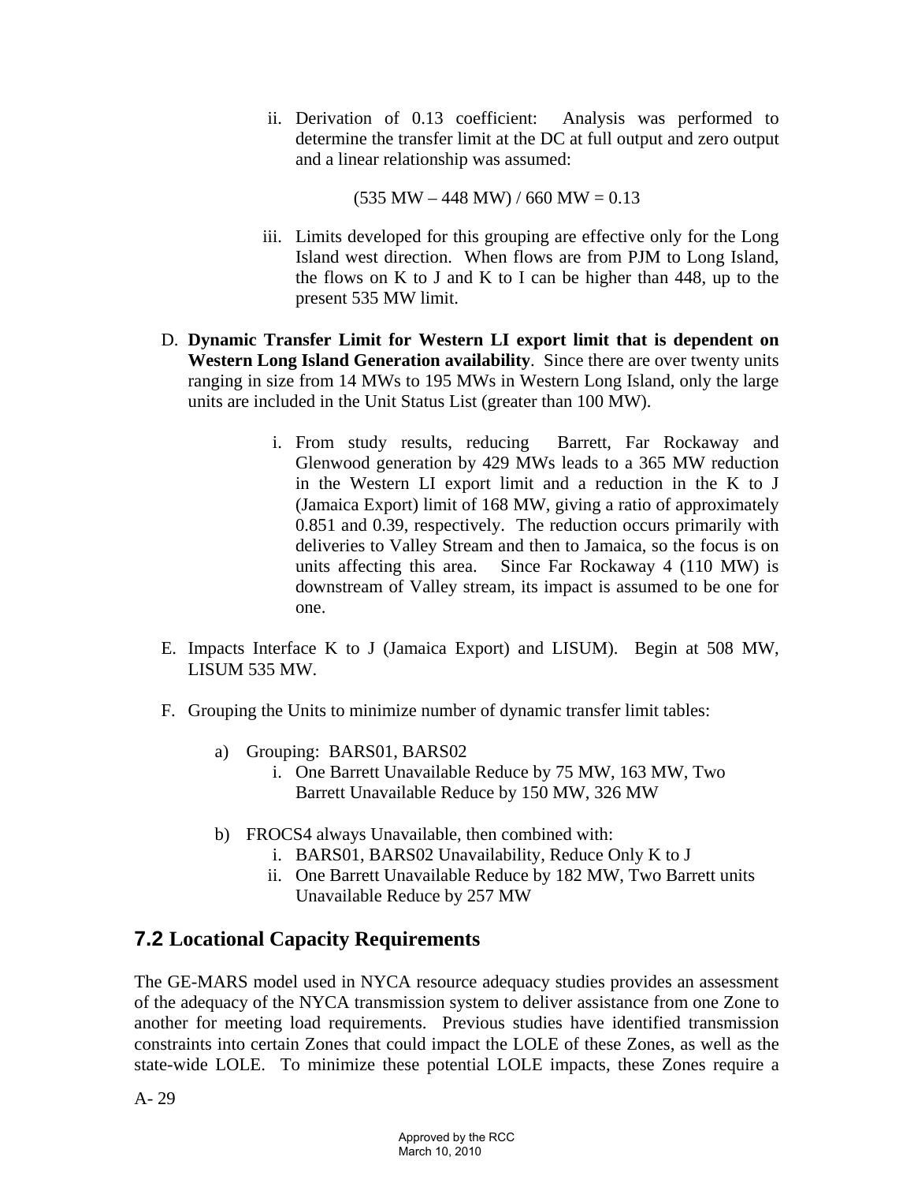ii. Derivation of 0.13 coefficient: Analysis was performed to determine the transfer limit at the DC at full output and zero output and a linear relationship was assumed:

$$(535 \text{ MW} - 448 \text{ MW}) / 660 \text{ MW} = 0.13$$

iii. Limits developed for this grouping are effective only for the Long Island west direction. When flows are from PJM to Long Island, the flows on K to J and K to I can be higher than 448, up to the present 535 MW limit.

D. **Dynamic Transfer Limit for Western LI export limit that is dependent on Western Long Island Generation availability**. Since there are over twenty units ranging in size from 14 MWs to 195 MWs in Western Long Island, only the large units are included in the Unit Status List (greater than 100 MW).

   i. From study results, reducing Barrett, Far Rockaway and Glenwood generation by 429 MWs leads to a 365 MW reduction in the Western LI export limit and a reduction in the K to J (Jamaica Export) limit of 168 MW, giving a ratio of approximately 0.851 and 0.39, respectively. The reduction occurs primarily with deliveries to Valley Stream and then to Jamaica, so the focus is on units affecting this area. Since Far Rockaway 4 (110 MW) is downstream of Valley stream, its impact is assumed to be one for one.

E. Impacts Interface K to J (Jamaica Export) and LISUM). Begin at 508 MW, LISUM 535 MW.

F. Grouping the Units to minimize number of dynamic transfer limit tables:

   a) Grouping: BARS01, BARS02
      i. One Barrett Unavailable Reduce by 75 MW, 163 MW, Two Barrett Unavailable Reduce by 150 MW, 326 MW

   b) FROCS4 always Unavailable, then combined with:
      i. BARS01, BARS02 Unavailability, Reduce Only K to J
      ii. One Barrett Unavailable Reduce by 182 MW, Two Barrett units Unavailable Reduce by 257 MW

## 7.2 Locational Capacity Requirements

The GE-MARS model used in NYCA resource adequacy studies provides an assessment of the adequacy of the NYCA transmission system to deliver assistance from one Zone to another for meeting load requirements. Previous studies have identified transmission constraints into certain Zones that could impact the LOLE of these Zones, as well as the state-wide LOLE. To minimize these potential LOLE impacts, these Zones require a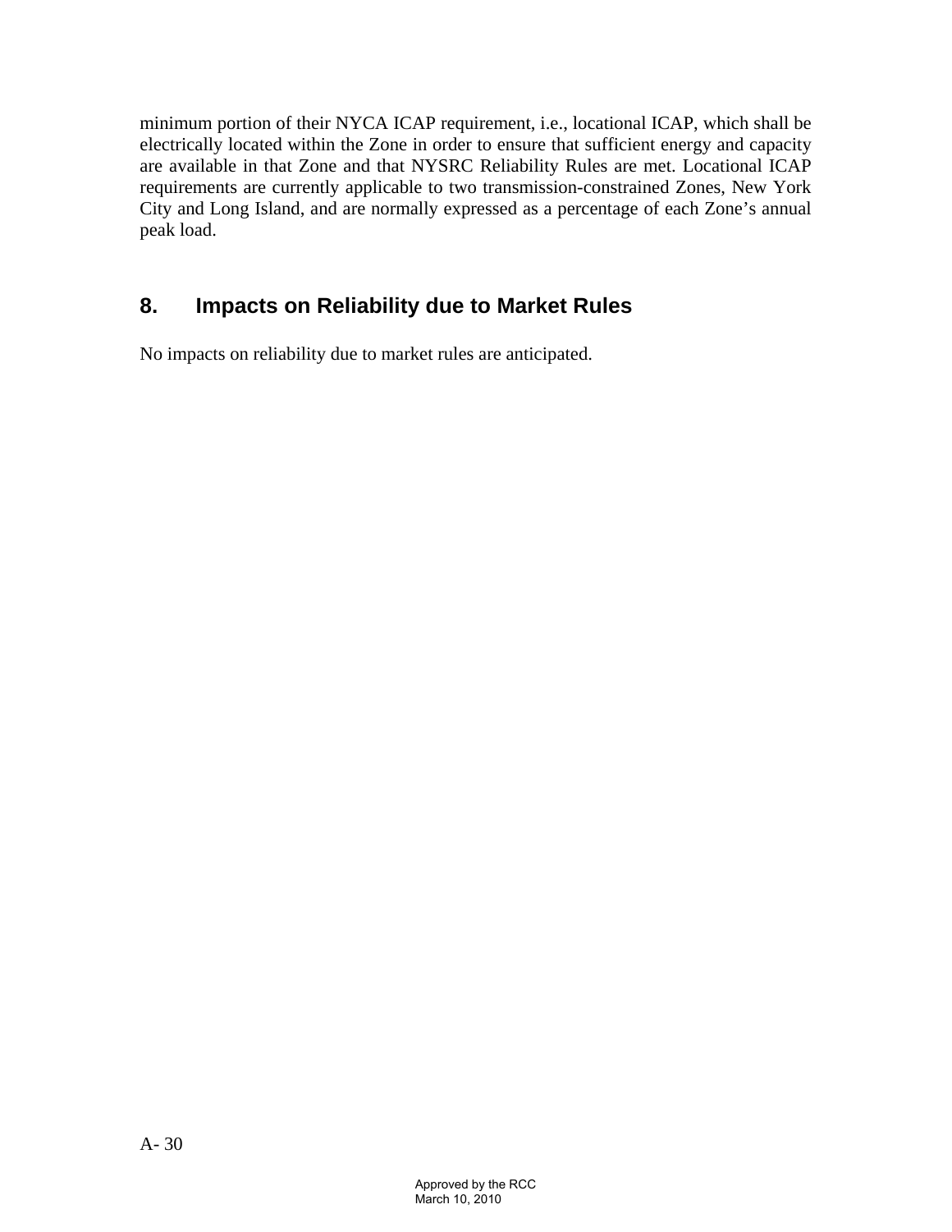minimum portion of their NYCA ICAP requirement, i.e., locational ICAP, which shall be electrically located within the Zone in order to ensure that sufficient energy and capacity are available in that Zone and that NYSRC Reliability Rules are met. Locational ICAP requirements are currently applicable to two transmission-constrained Zones, New York City and Long Island, and are normally expressed as a percentage of each Zone's annual peak load.

## 8. Impacts on Reliability due to Market Rules

No impacts on reliability due to market rules are anticipated.